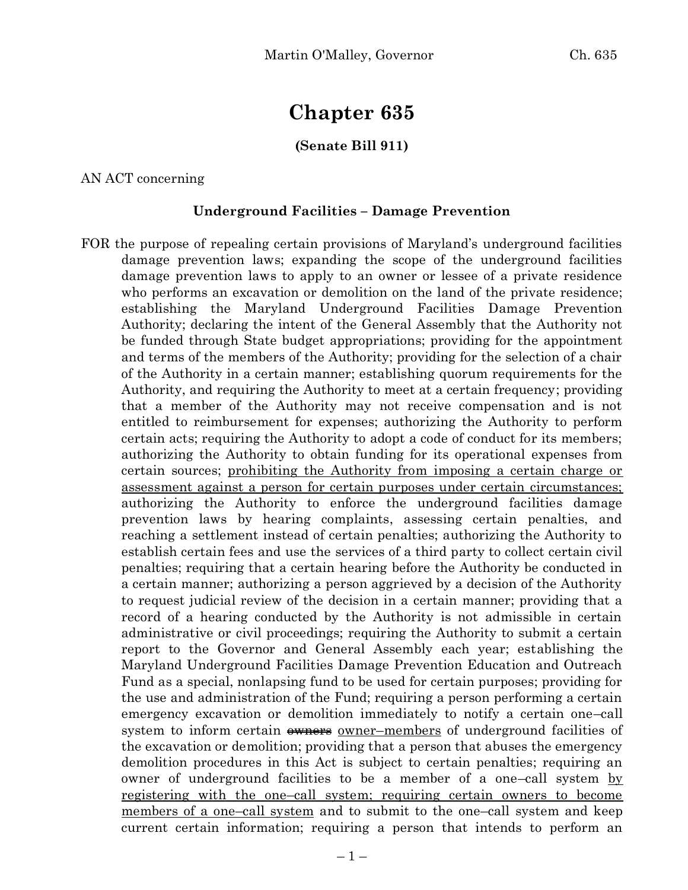# Chapter 635

**(Senate Bill 911)**

AN ACT concerning

**Underground Facilities – Damage Prevention**

FOR the purpose of repealing certain provisions of Maryland's underground facilities damage prevention laws; expanding the scope of the underground facilities damage prevention laws to apply to an owner or lessee of a private residence who performs an excavation or demolition on the land of the private residence; establishing the Maryland Underground Facilities Damage Prevention Authority; declaring the intent of the General Assembly that the Authority not be funded through State budget appropriations; providing for the appointment and terms of the members of the Authority; providing for the selection of a chair of the Authority in a certain manner; establishing quorum requirements for the Authority, and requiring the Authority to meet at a certain frequency; providing that a member of the Authority may not receive compensation and is not entitled to reimbursement for expenses; authorizing the Authority to perform certain acts; requiring the Authority to adopt a code of conduct for its members; authorizing the Authority to obtain funding for its operational expenses from certain sources; <u>prohibiting the Authority from imposing a certain charge or assessment against a person for certain purposes under certain circumstances;</u> authorizing the Authority to enforce the underground facilities damage prevention laws by hearing complaints, assessing certain penalties, and reaching a settlement instead of certain penalties; authorizing the Authority to establish certain fees and use the services of a third party to collect certain civil penalties; requiring that a certain hearing before the Authority be conducted in a certain manner; authorizing a person aggrieved by a decision of the Authority to request judicial review of the decision in a certain manner; providing that a record of a hearing conducted by the Authority is not admissible in certain administrative or civil proceedings; requiring the Authority to submit a certain report to the Governor and General Assembly each year; establishing the Maryland Underground Facilities Damage Prevention Education and Outreach Fund as a special, nonlapsing fund to be used for certain purposes; providing for the use and administration of the Fund; requiring a person performing a certain emergency excavation or demolition immediately to notify a certain one–call system to inform certain ~~owners~~ <u>owner–members</u> of underground facilities of the excavation or demolition; providing that a person that abuses the emergency demolition procedures in this Act is subject to certain penalties; requiring an owner of underground facilities to be a member of a one–call system <u>by registering with the one–call system; requiring certain owners to become members of a one–call system</u> and to submit to the one–call system and keep current certain information; requiring a person that intends to perform an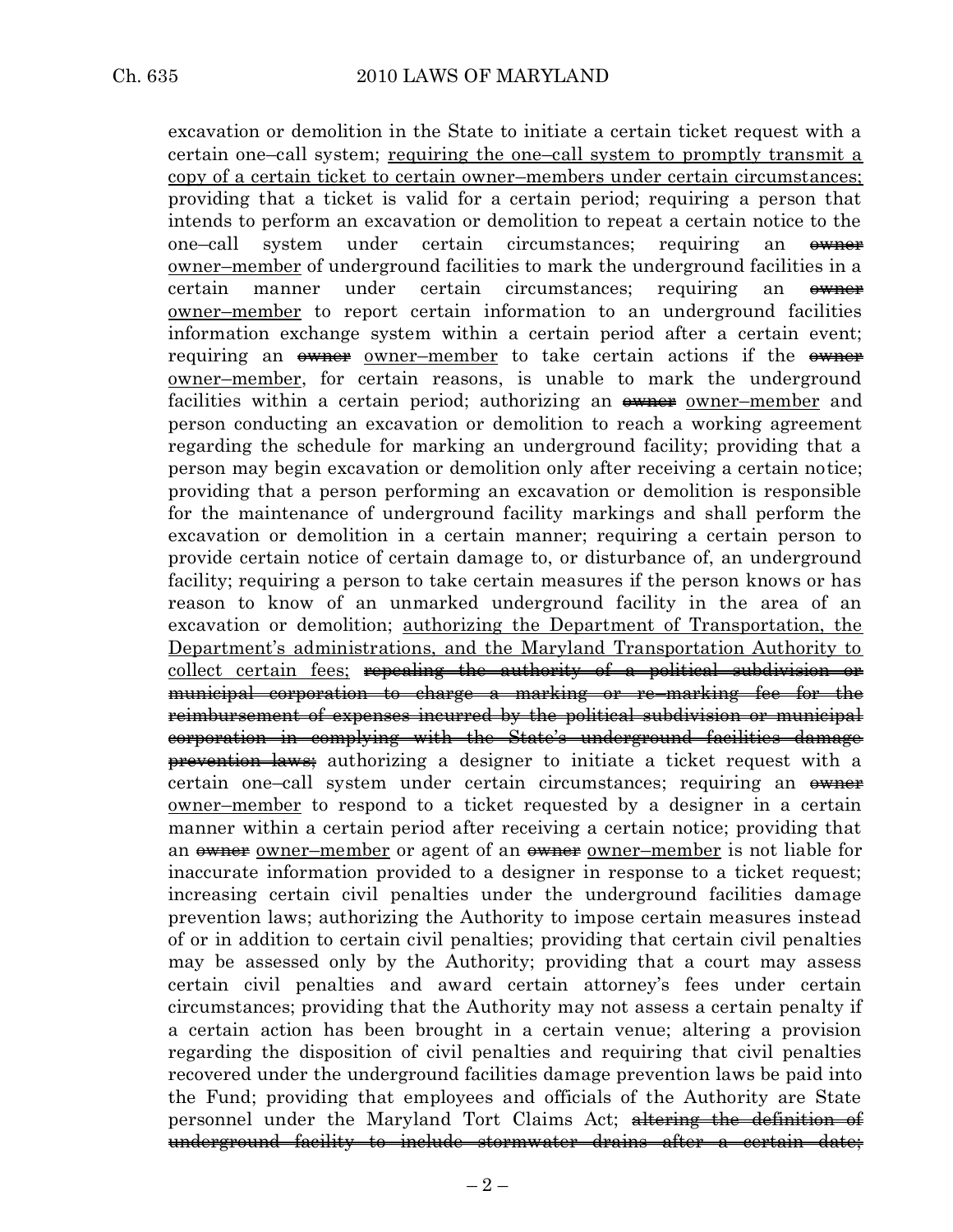excavation or demolition in the State to initiate a certain ticket request with a certain one–call system; <u>requiring the one–call system to promptly transmit a copy of a certain ticket to certain owner–members under certain circumstances;</u> providing that a ticket is valid for a certain period; requiring a person that intends to perform an excavation or demolition to repeat a certain notice to the one–call system under certain circumstances; requiring an ~~owner~~ <u>owner–member</u> of underground facilities to mark the underground facilities in a certain manner under certain circumstances; requiring an ~~owner~~ <u>owner–member</u> to report certain information to an underground facilities information exchange system within a certain period after a certain event; requiring an ~~owner~~ <u>owner–member</u> to take certain actions if the ~~owner~~ <u>owner–member</u>, for certain reasons, is unable to mark the underground facilities within a certain period; authorizing an ~~owner~~ <u>owner–member</u> and person conducting an excavation or demolition to reach a working agreement regarding the schedule for marking an underground facility; providing that a person may begin excavation or demolition only after receiving a certain notice; providing that a person performing an excavation or demolition is responsible for the maintenance of underground facility markings and shall perform the excavation or demolition in a certain manner; requiring a certain person to provide certain notice of certain damage to, or disturbance of, an underground facility; requiring a person to take certain measures if the person knows or has reason to know of an unmarked underground facility in the area of an excavation or demolition; <u>authorizing the Department of Transportation, the Department's administrations, and the Maryland Transportation Authority to collect certain fees;</u> ~~repealing the authority of a political subdivision or municipal corporation to charge a marking or re–marking fee for the reimbursement of expenses incurred by the political subdivision or municipal corporation in complying with the State's underground facilities damage prevention laws;~~ authorizing a designer to initiate a ticket request with a certain one–call system under certain circumstances; requiring an ~~owner~~ <u>owner–member</u> to respond to a ticket requested by a designer in a certain manner within a certain period after receiving a certain notice; providing that an ~~owner~~ <u>owner–member</u> or agent of an ~~owner~~ <u>owner–member</u> is not liable for inaccurate information provided to a designer in response to a ticket request; increasing certain civil penalties under the underground facilities damage prevention laws; authorizing the Authority to impose certain measures instead of or in addition to certain civil penalties; providing that certain civil penalties may be assessed only by the Authority; providing that a court may assess certain civil penalties and award certain attorney's fees under certain circumstances; providing that the Authority may not assess a certain penalty if a certain action has been brought in a certain venue; altering a provision regarding the disposition of civil penalties and requiring that civil penalties recovered under the underground facilities damage prevention laws be paid into the Fund; providing that employees and officials of the Authority are State personnel under the Maryland Tort Claims Act; ~~altering the definition of underground facility to include stormwater drains after a certain date;~~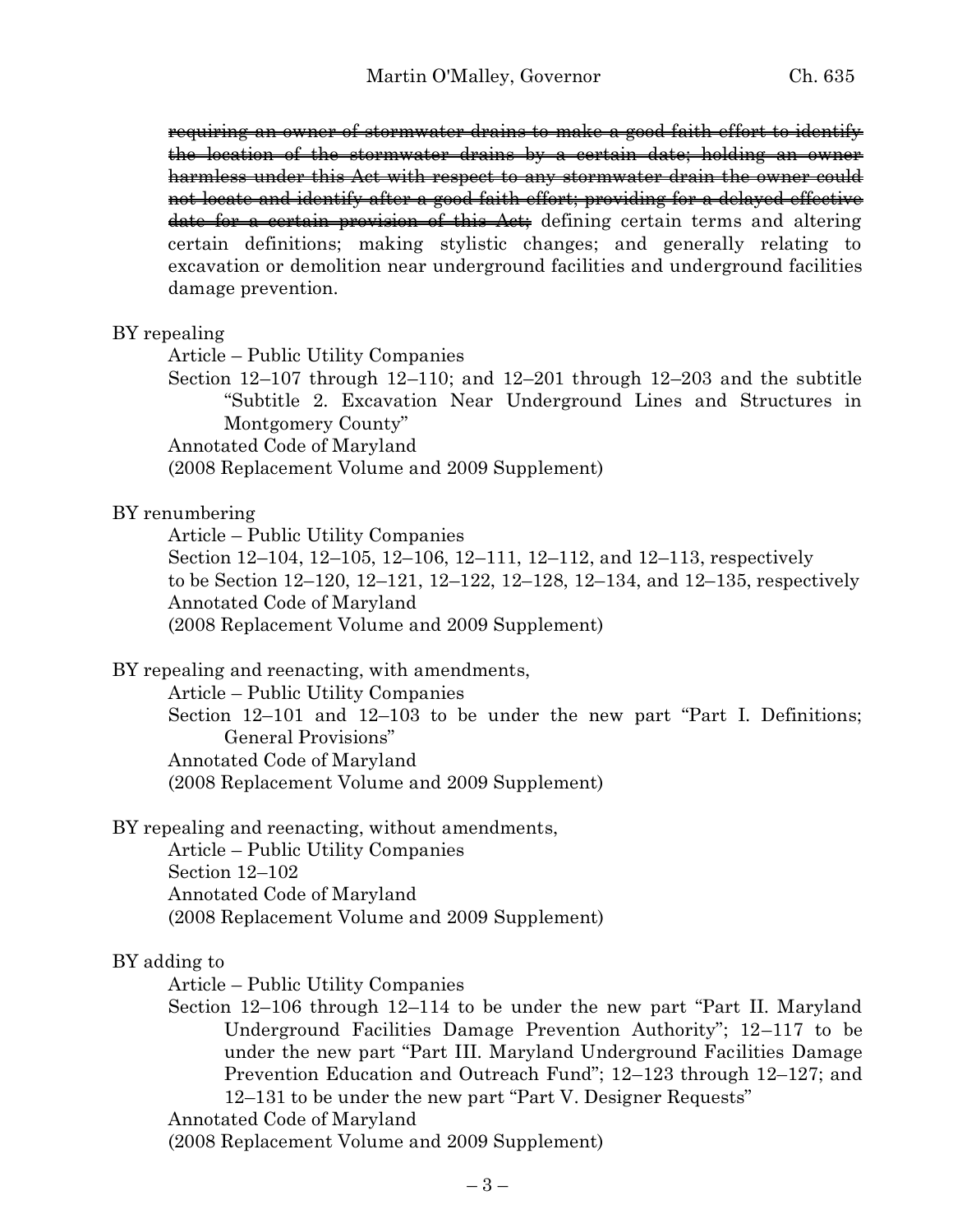~~requiring an owner of stormwater drains to make a good faith effort to identify the location of the stormwater drains by a certain date; holding an owner harmless under this Act with respect to any stormwater drain the owner could not locate and identify after a good faith effort; providing for a delayed effective date for a certain provision of this Act;~~ defining certain terms and altering certain definitions; making stylistic changes; and generally relating to excavation or demolition near underground facilities and underground facilities damage prevention.

BY repealing

Article – Public Utility Companies

Section 12–107 through 12–110; and 12–201 through 12–203 and the subtitle "Subtitle 2. Excavation Near Underground Lines and Structures in Montgomery County"

Annotated Code of Maryland

(2008 Replacement Volume and 2009 Supplement)

BY renumbering

Article – Public Utility Companies

Section 12–104, 12–105, 12–106, 12–111, 12–112, and 12–113, respectively

to be Section 12–120, 12–121, 12–122, 12–128, 12–134, and 12–135, respectively

Annotated Code of Maryland

(2008 Replacement Volume and 2009 Supplement)

BY repealing and reenacting, with amendments,

Article – Public Utility Companies

Section 12–101 and 12–103 to be under the new part "Part I. Definitions; General Provisions"

Annotated Code of Maryland

(2008 Replacement Volume and 2009 Supplement)

BY repealing and reenacting, without amendments,

Article – Public Utility Companies

Section 12–102

Annotated Code of Maryland

(2008 Replacement Volume and 2009 Supplement)

BY adding to

Article – Public Utility Companies

Section 12–106 through 12–114 to be under the new part "Part II. Maryland Underground Facilities Damage Prevention Authority"; 12–117 to be under the new part "Part III. Maryland Underground Facilities Damage Prevention Education and Outreach Fund"; 12–123 through 12–127; and 12–131 to be under the new part "Part V. Designer Requests"

Annotated Code of Maryland

(2008 Replacement Volume and 2009 Supplement)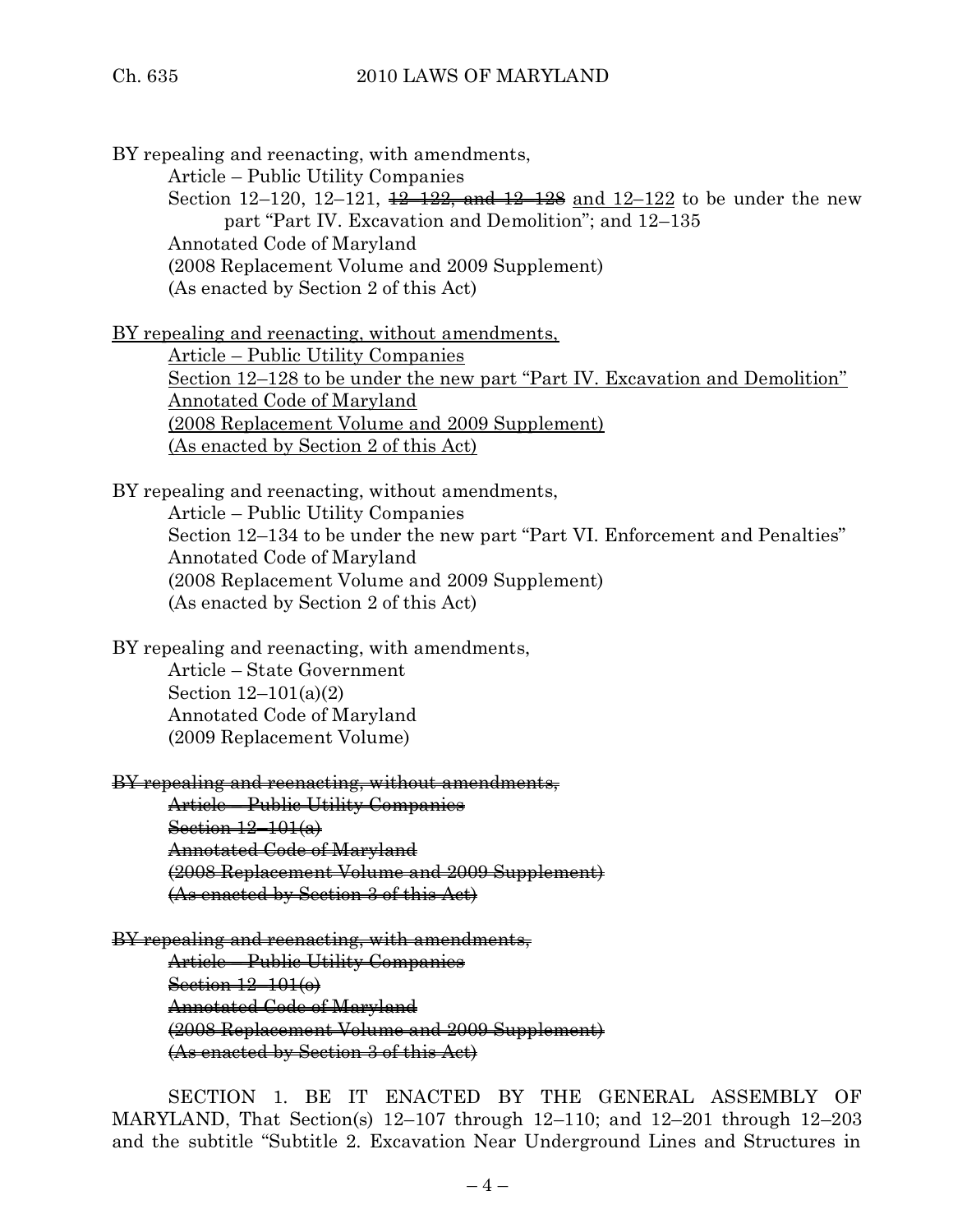BY repealing and reenacting, with amendments,

Article – Public Utility Companies

Section 12–120, 12–121, ~~12–122, and 12–128~~ <u>and 12–122</u> to be under the new part "Part IV. Excavation and Demolition"; and 12–135

Annotated Code of Maryland

(2008 Replacement Volume and 2009 Supplement)

(As enacted by Section 2 of this Act)

<u>BY repealing and reenacting, without amendments,</u>

<u>Article – Public Utility Companies</u>

<u>Section 12–128 to be under the new part "Part IV. Excavation and Demolition"</u>

<u>Annotated Code of Maryland</u>

<u>(2008 Replacement Volume and 2009 Supplement)</u>

<u>(As enacted by Section 2 of this Act)</u>

BY repealing and reenacting, without amendments,

Article – Public Utility Companies

Section 12–134 to be under the new part "Part VI. Enforcement and Penalties"

Annotated Code of Maryland

(2008 Replacement Volume and 2009 Supplement)

(As enacted by Section 2 of this Act)

BY repealing and reenacting, with amendments,

Article – State Government

Section 12–101(a)(2)

Annotated Code of Maryland

(2009 Replacement Volume)

~~BY repealing and reenacting, without amendments,~~

~~Article – Public Utility Companies~~

~~Section 12–101(a)~~

~~Annotated Code of Maryland~~

~~(2008 Replacement Volume and 2009 Supplement)~~

~~(As enacted by Section 3 of this Act)~~

~~BY repealing and reenacting, with amendments,~~

~~Article – Public Utility Companies~~

~~Section 12–101(e)~~

~~Annotated Code of Maryland~~

~~(2008 Replacement Volume and 2009 Supplement)~~

~~(As enacted by Section 3 of this Act)~~

SECTION 1. BE IT ENACTED BY THE GENERAL ASSEMBLY OF MARYLAND, That Section(s) 12–107 through 12–110; and 12–201 through 12–203 and the subtitle "Subtitle 2. Excavation Near Underground Lines and Structures in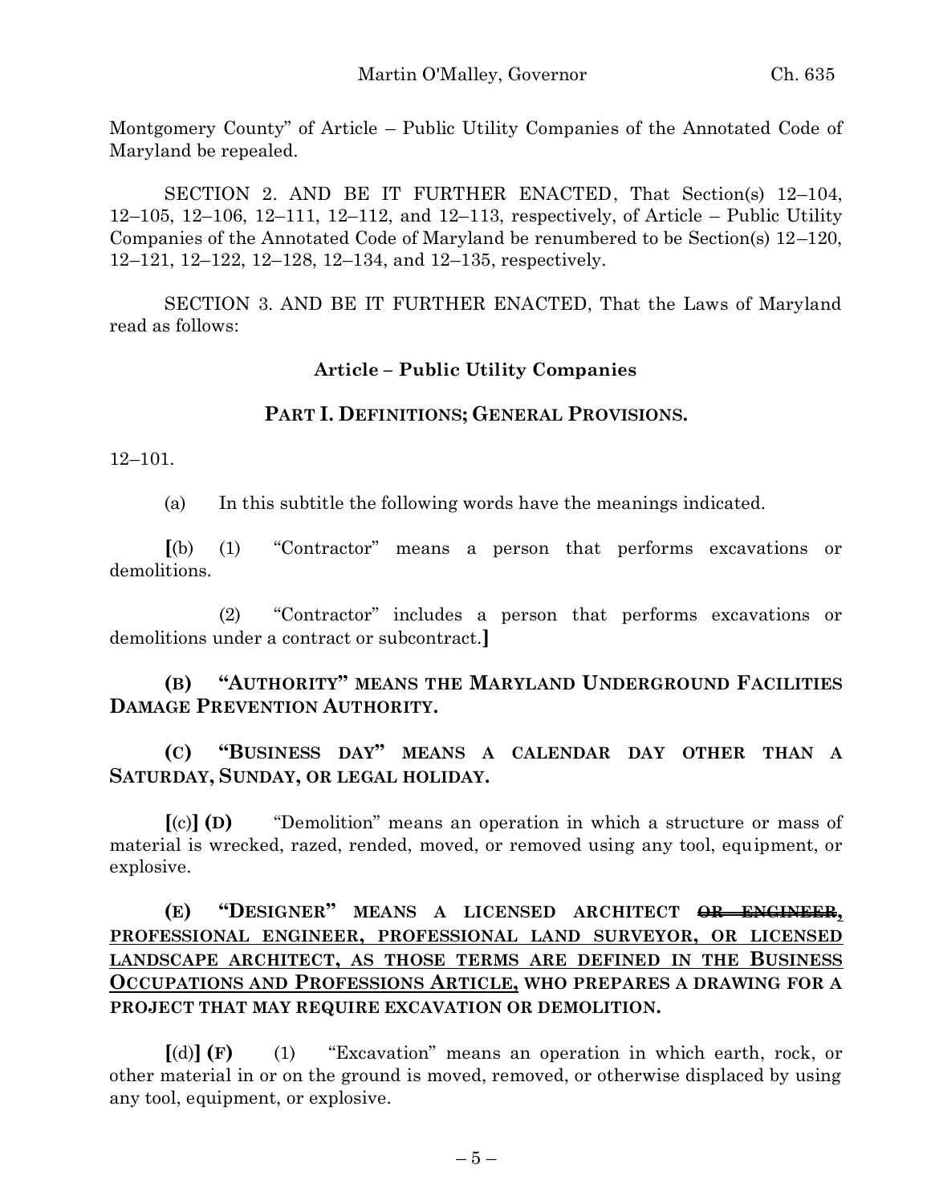Montgomery County" of Article – Public Utility Companies of the Annotated Code of Maryland be repealed.

SECTION 2. AND BE IT FURTHER ENACTED, That Section(s) 12–104, 12–105, 12–106, 12–111, 12–112, and 12–113, respectively, of Article – Public Utility Companies of the Annotated Code of Maryland be renumbered to be Section(s) 12–120, 12–121, 12–122, 12–128, 12–134, and 12–135, respectively.

SECTION 3. AND BE IT FURTHER ENACTED, That the Laws of Maryland read as follows:

**Article – Public Utility Companies**

**PART I. DEFINITIONS; GENERAL PROVISIONS.**

12–101.

(a) In this subtitle the following words have the meanings indicated.

**[**(b) (1) "Contractor" means a person that performs excavations or demolitions.

(2) "Contractor" includes a person that performs excavations or demolitions under a contract or subcontract.**]**

**(B) "AUTHORITY" MEANS THE MARYLAND UNDERGROUND FACILITIES DAMAGE PREVENTION AUTHORITY.**

**(C) "BUSINESS DAY" MEANS A CALENDAR DAY OTHER THAN A SATURDAY, SUNDAY, OR LEGAL HOLIDAY.**

**[**(c)**] (D)** "Demolition" means an operation in which a structure or mass of material is wrecked, razed, rended, moved, or removed using any tool, equipment, or explosive.

**(E) "DESIGNER" MEANS A LICENSED ARCHITECT ~~OR ENGINEER,~~ PROFESSIONAL ENGINEER, PROFESSIONAL LAND SURVEYOR, OR LICENSED LANDSCAPE ARCHITECT, AS THOSE TERMS ARE DEFINED IN THE BUSINESS OCCUPATIONS AND PROFESSIONS ARTICLE, WHO PREPARES A DRAWING FOR A PROJECT THAT MAY REQUIRE EXCAVATION OR DEMOLITION.**

**[**(d)**] (F)** (1) "Excavation" means an operation in which earth, rock, or other material in or on the ground is moved, removed, or otherwise displaced by using any tool, equipment, or explosive.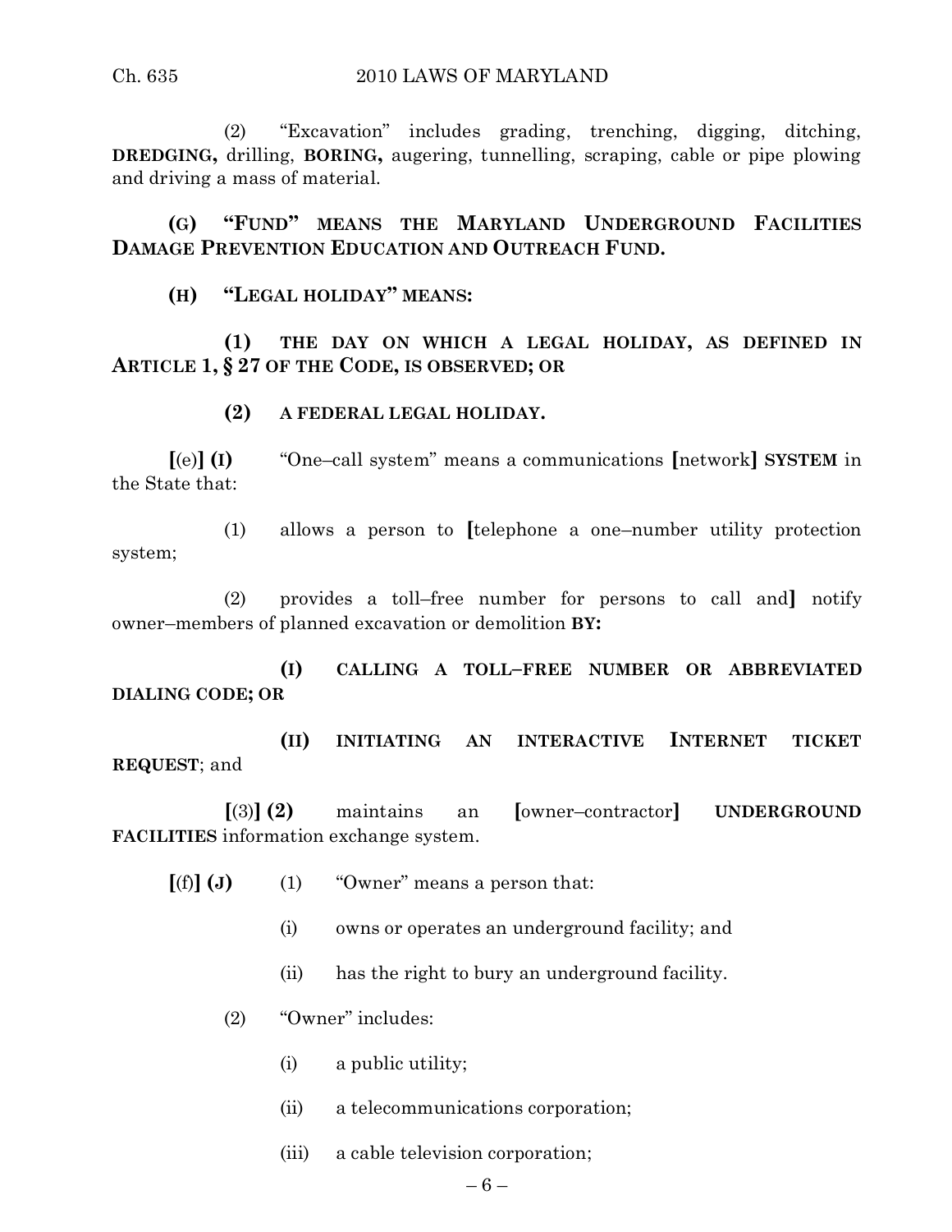(2) "Excavation" includes grading, trenching, digging, ditching, **DREDGING,** drilling, **BORING,** augering, tunnelling, scraping, cable or pipe plowing and driving a mass of material.

**(G) "FUND" MEANS THE MARYLAND UNDERGROUND FACILITIES DAMAGE PREVENTION EDUCATION AND OUTREACH FUND.**

**(H) "LEGAL HOLIDAY" MEANS:**

**(1) THE DAY ON WHICH A LEGAL HOLIDAY, AS DEFINED IN ARTICLE 1, § 27 OF THE CODE, IS OBSERVED; OR**

**(2) A FEDERAL LEGAL HOLIDAY.**

**[**(e)**] (I)** "One–call system" means a communications **[**network**] SYSTEM** in the State that:

(1) allows a person to **[**telephone a one–number utility protection system;

(2) provides a toll–free number for persons to call and**]** notify owner–members of planned excavation or demolition **BY:**

**(I) CALLING A TOLL–FREE NUMBER OR ABBREVIATED DIALING CODE; OR**

**(II) INITIATING AN INTERACTIVE INTERNET TICKET REQUEST**; and

**[**(3)**] (2)** maintains an **[**owner–contractor**] UNDERGROUND FACILITIES** information exchange system.

**[**(f)**] (J)** (1) "Owner" means a person that:

(i) owns or operates an underground facility; and

(ii) has the right to bury an underground facility.

(2) "Owner" includes:

(i) a public utility;

(ii) a telecommunications corporation;

(iii) a cable television corporation;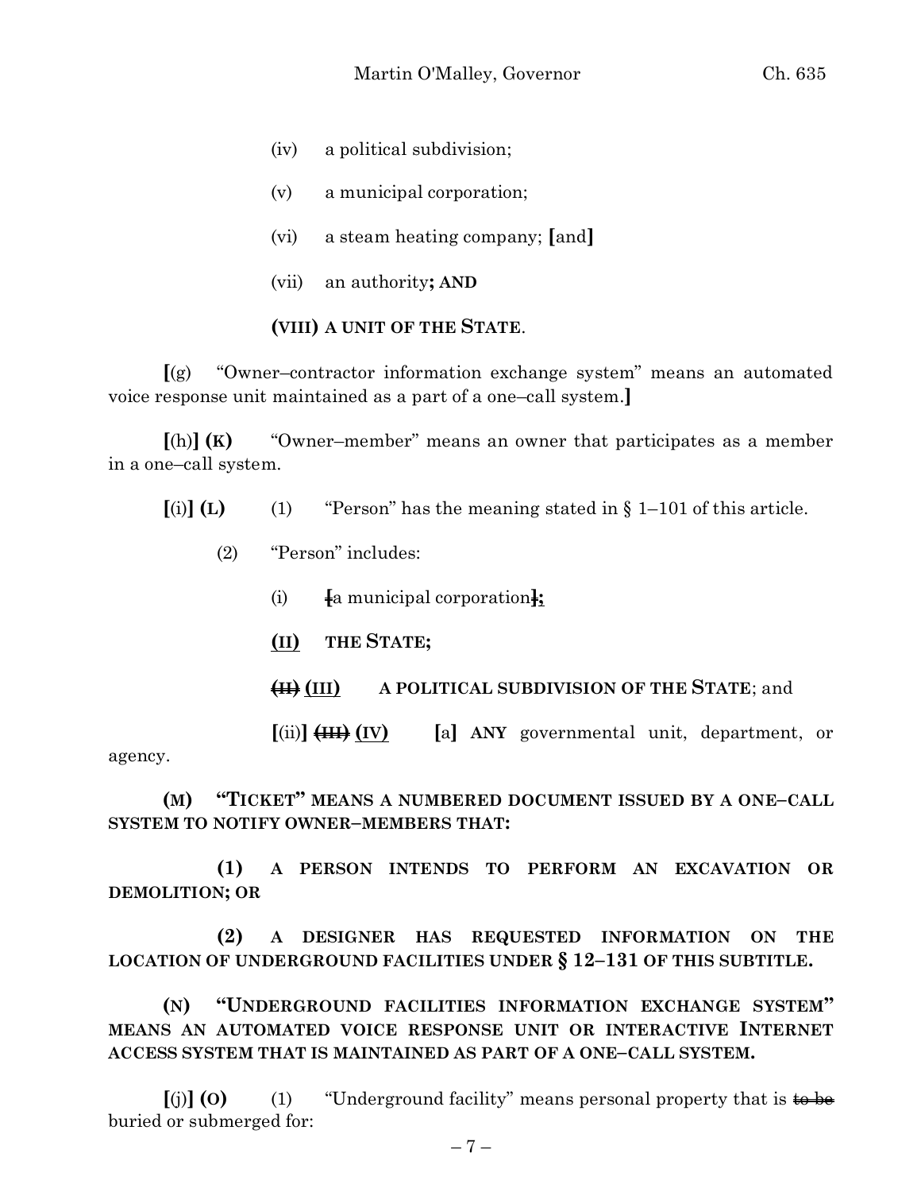(iv) a political subdivision;

(v) a municipal corporation;

(vi) a steam heating company; [and]

(vii) an authority**; AND**

**(VIII) A UNIT OF THE STATE**.

[(g) "Owner–contractor information exchange system" means an automated voice response unit maintained as a part of a one–call system.]

[(h)] **(K)** "Owner–member" means an owner that participates as a member in a one–call system.

[(i)] **(L)** (1) "Person" has the meaning stated in § 1–101 of this article.

(2) "Person" includes:

(i) ~~[~~a municipal corporation~~]~~**;**

<u>**(II)**</u> **THE STATE;**

~~**(II)**~~ <u>**(III)**</u> **A POLITICAL SUBDIVISION OF THE STATE**; and

[(ii)] ~~**(III)**~~ <u>**(IV)**</u> [a] **ANY** governmental unit, department, or agency.

**(M) "TICKET" MEANS A NUMBERED DOCUMENT ISSUED BY A ONE–CALL SYSTEM TO NOTIFY OWNER–MEMBERS THAT:**

**(1) A PERSON INTENDS TO PERFORM AN EXCAVATION OR DEMOLITION; OR**

**(2) A DESIGNER HAS REQUESTED INFORMATION ON THE LOCATION OF UNDERGROUND FACILITIES UNDER § 12–131 OF THIS SUBTITLE.**

**(N) "UNDERGROUND FACILITIES INFORMATION EXCHANGE SYSTEM" MEANS AN AUTOMATED VOICE RESPONSE UNIT OR INTERACTIVE INTERNET ACCESS SYSTEM THAT IS MAINTAINED AS PART OF A ONE–CALL SYSTEM.**

[(j)] **(O)** (1) "Underground facility" means personal property that is ~~to be~~ buried or submerged for: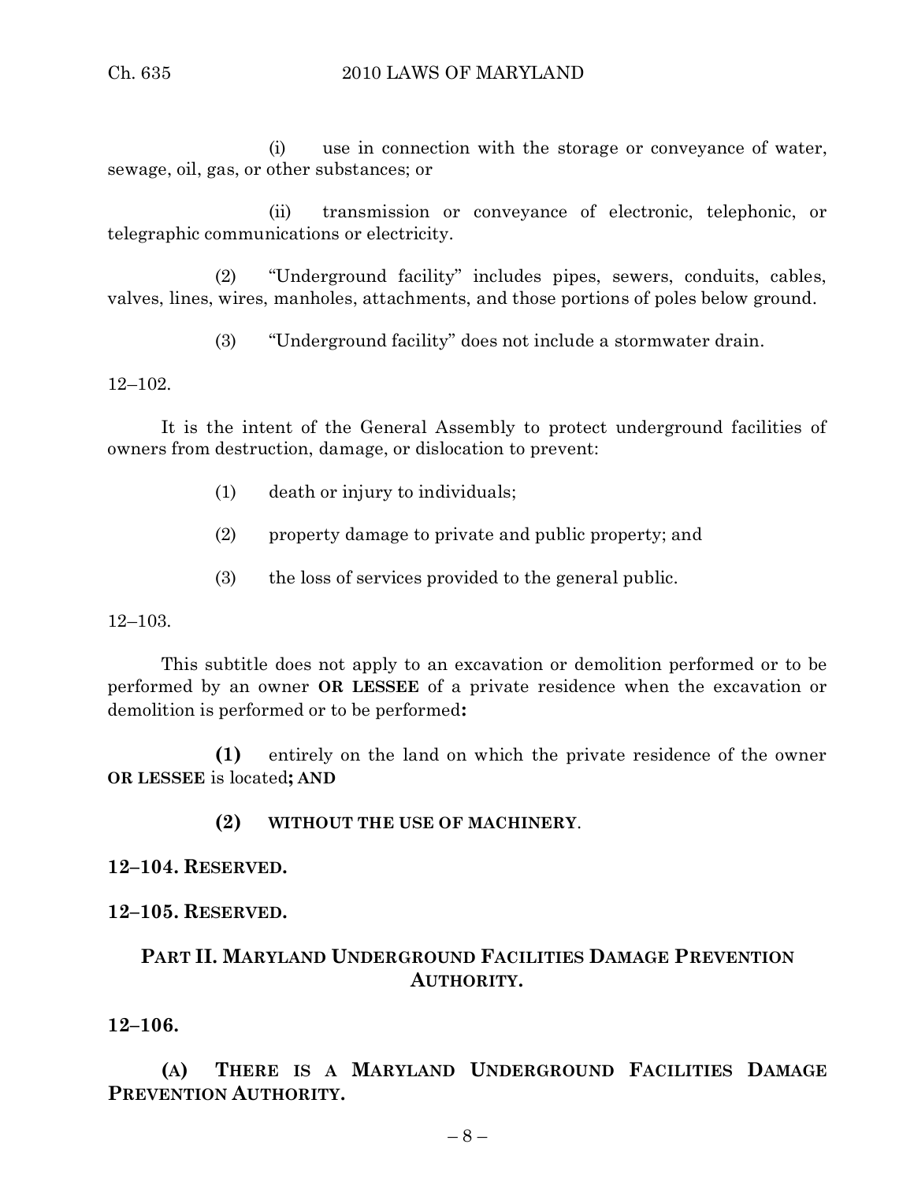(i) use in connection with the storage or conveyance of water, sewage, oil, gas, or other substances; or

(ii) transmission or conveyance of electronic, telephonic, or telegraphic communications or electricity.

(2) "Underground facility" includes pipes, sewers, conduits, cables, valves, lines, wires, manholes, attachments, and those portions of poles below ground.

(3) "Underground facility" does not include a stormwater drain.

12–102.

It is the intent of the General Assembly to protect underground facilities of owners from destruction, damage, or dislocation to prevent:

(1) death or injury to individuals;

(2) property damage to private and public property; and

(3) the loss of services provided to the general public.

12–103.

This subtitle does not apply to an excavation or demolition performed or to be performed by an owner **OR LESSEE** of a private residence when the excavation or demolition is performed or to be performed**:**

**(1)** entirely on the land on which the private residence of the owner **OR LESSEE** is located**; AND**

**(2) WITHOUT THE USE OF MACHINERY**.

**12–104. RESERVED.**

**12–105. RESERVED.**

## PART II. MARYLAND UNDERGROUND FACILITIES DAMAGE PREVENTION AUTHORITY.

**12–106.**

**(A) THERE IS A MARYLAND UNDERGROUND FACILITIES DAMAGE PREVENTION AUTHORITY.**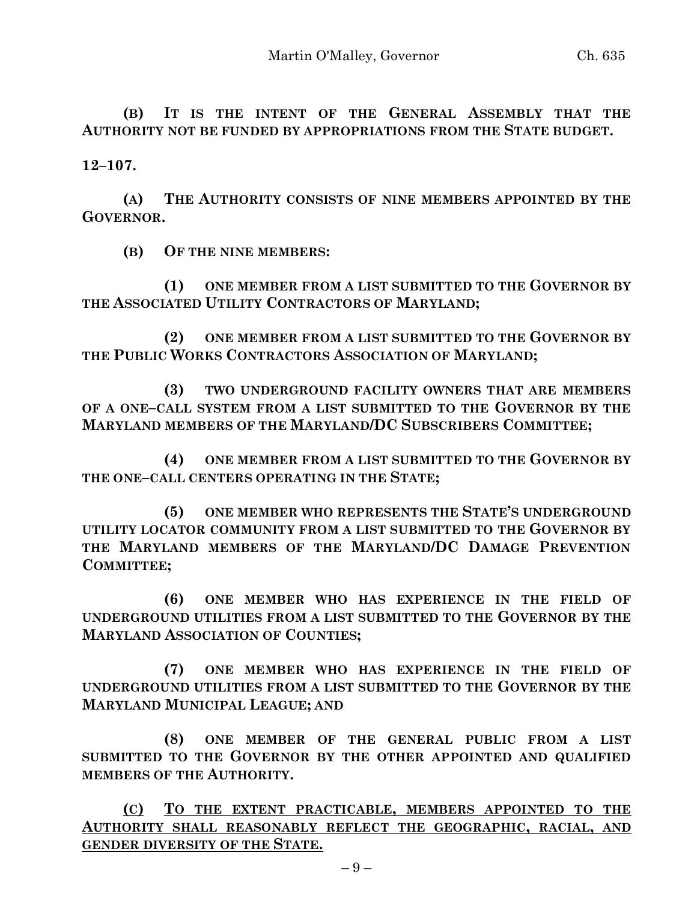**(B) IT IS THE INTENT OF THE GENERAL ASSEMBLY THAT THE AUTHORITY NOT BE FUNDED BY APPROPRIATIONS FROM THE STATE BUDGET.**

**12–107.**

**(A) THE AUTHORITY CONSISTS OF NINE MEMBERS APPOINTED BY THE GOVERNOR.**

**(B) OF THE NINE MEMBERS:**

**(1) ONE MEMBER FROM A LIST SUBMITTED TO THE GOVERNOR BY THE ASSOCIATED UTILITY CONTRACTORS OF MARYLAND;**

**(2) ONE MEMBER FROM A LIST SUBMITTED TO THE GOVERNOR BY THE PUBLIC WORKS CONTRACTORS ASSOCIATION OF MARYLAND;**

**(3) TWO UNDERGROUND FACILITY OWNERS THAT ARE MEMBERS OF A ONE–CALL SYSTEM FROM A LIST SUBMITTED TO THE GOVERNOR BY THE MARYLAND MEMBERS OF THE MARYLAND/DC SUBSCRIBERS COMMITTEE;**

**(4) ONE MEMBER FROM A LIST SUBMITTED TO THE GOVERNOR BY THE ONE–CALL CENTERS OPERATING IN THE STATE;**

**(5) ONE MEMBER WHO REPRESENTS THE STATE'S UNDERGROUND UTILITY LOCATOR COMMUNITY FROM A LIST SUBMITTED TO THE GOVERNOR BY THE MARYLAND MEMBERS OF THE MARYLAND/DC DAMAGE PREVENTION COMMITTEE;**

**(6) ONE MEMBER WHO HAS EXPERIENCE IN THE FIELD OF UNDERGROUND UTILITIES FROM A LIST SUBMITTED TO THE GOVERNOR BY THE MARYLAND ASSOCIATION OF COUNTIES;**

**(7) ONE MEMBER WHO HAS EXPERIENCE IN THE FIELD OF UNDERGROUND UTILITIES FROM A LIST SUBMITTED TO THE GOVERNOR BY THE MARYLAND MUNICIPAL LEAGUE; AND**

**(8) ONE MEMBER OF THE GENERAL PUBLIC FROM A LIST SUBMITTED TO THE GOVERNOR BY THE OTHER APPOINTED AND QUALIFIED MEMBERS OF THE AUTHORITY.**

**(C) TO THE EXTENT PRACTICABLE, MEMBERS APPOINTED TO THE AUTHORITY SHALL REASONABLY REFLECT THE GEOGRAPHIC, RACIAL, AND GENDER DIVERSITY OF THE STATE.**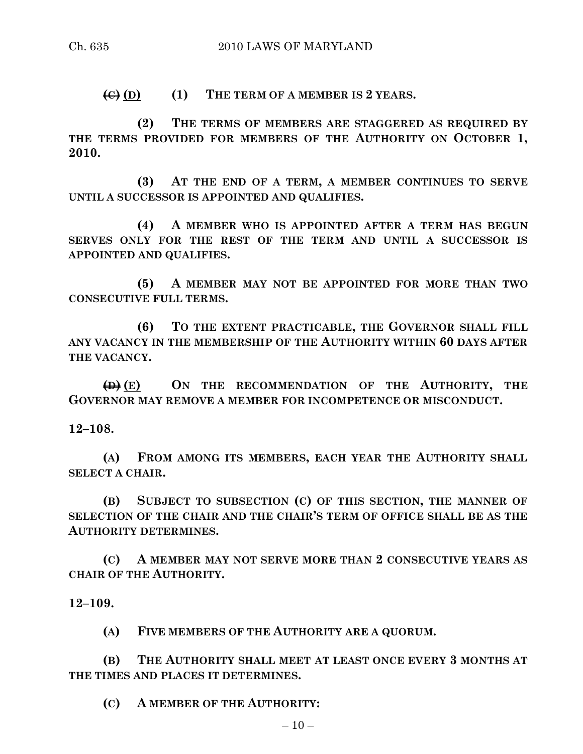~~(C)~~ (D) **(1) THE TERM OF A MEMBER IS 2 YEARS.**

**(2) THE TERMS OF MEMBERS ARE STAGGERED AS REQUIRED BY THE TERMS PROVIDED FOR MEMBERS OF THE AUTHORITY ON OCTOBER 1, 2010.**

**(3) AT THE END OF A TERM, A MEMBER CONTINUES TO SERVE UNTIL A SUCCESSOR IS APPOINTED AND QUALIFIES.**

**(4) A MEMBER WHO IS APPOINTED AFTER A TERM HAS BEGUN SERVES ONLY FOR THE REST OF THE TERM AND UNTIL A SUCCESSOR IS APPOINTED AND QUALIFIES.**

**(5) A MEMBER MAY NOT BE APPOINTED FOR MORE THAN TWO CONSECUTIVE FULL TERMS.**

**(6) TO THE EXTENT PRACTICABLE, THE GOVERNOR SHALL FILL ANY VACANCY IN THE MEMBERSHIP OF THE AUTHORITY WITHIN 60 DAYS AFTER THE VACANCY.**

~~(D)~~ (E) **ON THE RECOMMENDATION OF THE AUTHORITY, THE GOVERNOR MAY REMOVE A MEMBER FOR INCOMPETENCE OR MISCONDUCT.**

**12–108.**

**(A) FROM AMONG ITS MEMBERS, EACH YEAR THE AUTHORITY SHALL SELECT A CHAIR.**

**(B) SUBJECT TO SUBSECTION (C) OF THIS SECTION, THE MANNER OF SELECTION OF THE CHAIR AND THE CHAIR'S TERM OF OFFICE SHALL BE AS THE AUTHORITY DETERMINES.**

**(C) A MEMBER MAY NOT SERVE MORE THAN 2 CONSECUTIVE YEARS AS CHAIR OF THE AUTHORITY.**

**12–109.**

**(A) FIVE MEMBERS OF THE AUTHORITY ARE A QUORUM.**

**(B) THE AUTHORITY SHALL MEET AT LEAST ONCE EVERY 3 MONTHS AT THE TIMES AND PLACES IT DETERMINES.**

**(C) A MEMBER OF THE AUTHORITY:**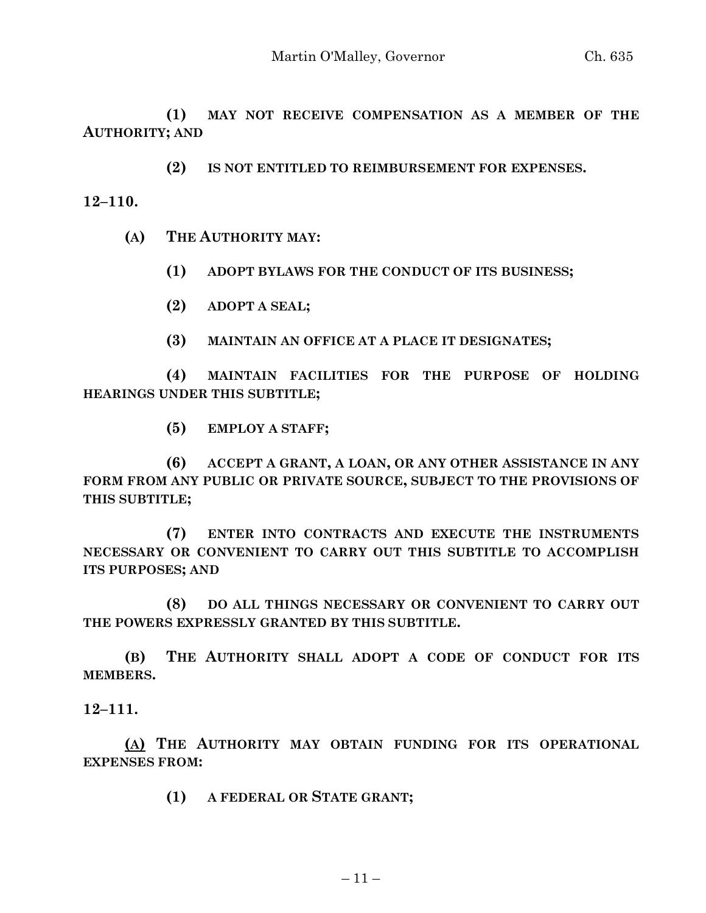**(1) MAY NOT RECEIVE COMPENSATION AS A MEMBER OF THE AUTHORITY; AND**

**(2) IS NOT ENTITLED TO REIMBURSEMENT FOR EXPENSES.**

**12–110.**

**(A) THE AUTHORITY MAY:**

**(1) ADOPT BYLAWS FOR THE CONDUCT OF ITS BUSINESS;**

**(2) ADOPT A SEAL;**

**(3) MAINTAIN AN OFFICE AT A PLACE IT DESIGNATES;**

**(4) MAINTAIN FACILITIES FOR THE PURPOSE OF HOLDING HEARINGS UNDER THIS SUBTITLE;**

**(5) EMPLOY A STAFF;**

**(6) ACCEPT A GRANT, A LOAN, OR ANY OTHER ASSISTANCE IN ANY FORM FROM ANY PUBLIC OR PRIVATE SOURCE, SUBJECT TO THE PROVISIONS OF THIS SUBTITLE;**

**(7) ENTER INTO CONTRACTS AND EXECUTE THE INSTRUMENTS NECESSARY OR CONVENIENT TO CARRY OUT THIS SUBTITLE TO ACCOMPLISH ITS PURPOSES; AND**

**(8) DO ALL THINGS NECESSARY OR CONVENIENT TO CARRY OUT THE POWERS EXPRESSLY GRANTED BY THIS SUBTITLE.**

**(B) THE AUTHORITY SHALL ADOPT A CODE OF CONDUCT FOR ITS MEMBERS.**

**12–111.**

**<u>(A)</u> THE AUTHORITY MAY OBTAIN FUNDING FOR ITS OPERATIONAL EXPENSES FROM:**

**(1) A FEDERAL OR STATE GRANT;**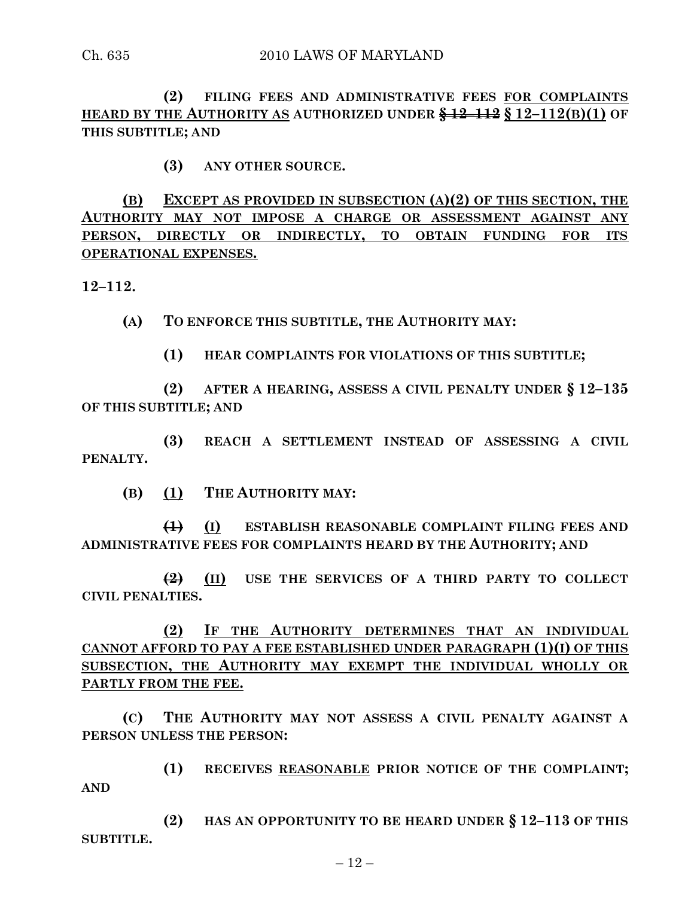**(2) FILING FEES AND ADMINISTRATIVE FEES FOR COMPLAINTS HEARD BY THE AUTHORITY AS AUTHORIZED UNDER ~~§ 12–112~~ § 12–112(B)(1) OF THIS SUBTITLE; AND**

**(3) ANY OTHER SOURCE.**

**(B) EXCEPT AS PROVIDED IN SUBSECTION (A)(2) OF THIS SECTION, THE AUTHORITY MAY NOT IMPOSE A CHARGE OR ASSESSMENT AGAINST ANY PERSON, DIRECTLY OR INDIRECTLY, TO OBTAIN FUNDING FOR ITS OPERATIONAL EXPENSES.**

**12–112.**

**(A) TO ENFORCE THIS SUBTITLE, THE AUTHORITY MAY:**

**(1) HEAR COMPLAINTS FOR VIOLATIONS OF THIS SUBTITLE;**

**(2) AFTER A HEARING, ASSESS A CIVIL PENALTY UNDER § 12–135 OF THIS SUBTITLE; AND**

**(3) REACH A SETTLEMENT INSTEAD OF ASSESSING A CIVIL PENALTY.**

**(B) (1) THE AUTHORITY MAY:**

**~~(1)~~ (I) ESTABLISH REASONABLE COMPLAINT FILING FEES AND ADMINISTRATIVE FEES FOR COMPLAINTS HEARD BY THE AUTHORITY; AND**

**~~(2)~~ (II) USE THE SERVICES OF A THIRD PARTY TO COLLECT CIVIL PENALTIES.**

**(2) IF THE AUTHORITY DETERMINES THAT AN INDIVIDUAL CANNOT AFFORD TO PAY A FEE ESTABLISHED UNDER PARAGRAPH (1)(I) OF THIS SUBSECTION, THE AUTHORITY MAY EXEMPT THE INDIVIDUAL WHOLLY OR PARTLY FROM THE FEE.**

**(C) THE AUTHORITY MAY NOT ASSESS A CIVIL PENALTY AGAINST A PERSON UNLESS THE PERSON:**

**(1) RECEIVES REASONABLE PRIOR NOTICE OF THE COMPLAINT; AND**

**(2) HAS AN OPPORTUNITY TO BE HEARD UNDER § 12–113 OF THIS SUBTITLE.**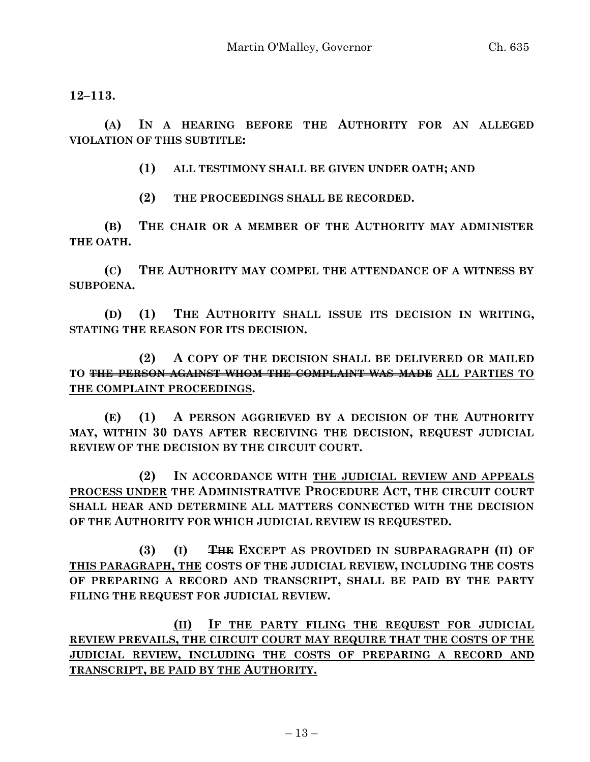**12–113.**

**(A) IN A HEARING BEFORE THE AUTHORITY FOR AN ALLEGED VIOLATION OF THIS SUBTITLE:**

**(1) ALL TESTIMONY SHALL BE GIVEN UNDER OATH; AND**

**(2) THE PROCEEDINGS SHALL BE RECORDED.**

**(B) THE CHAIR OR A MEMBER OF THE AUTHORITY MAY ADMINISTER THE OATH.**

**(C) THE AUTHORITY MAY COMPEL THE ATTENDANCE OF A WITNESS BY SUBPOENA.**

**(D) (1) THE AUTHORITY SHALL ISSUE ITS DECISION IN WRITING, STATING THE REASON FOR ITS DECISION.**

**(2) A COPY OF THE DECISION SHALL BE DELIVERED OR MAILED TO ~~THE PERSON AGAINST WHOM THE COMPLAINT WAS MADE~~ <u>ALL PARTIES TO THE COMPLAINT PROCEEDINGS</u>.**

**(E) (1) A PERSON AGGRIEVED BY A DECISION OF THE AUTHORITY MAY, WITHIN 30 DAYS AFTER RECEIVING THE DECISION, REQUEST JUDICIAL REVIEW OF THE DECISION BY THE CIRCUIT COURT.**

**(2) IN ACCORDANCE WITH <u>THE JUDICIAL REVIEW AND APPEALS PROCESS UNDER</u> THE ADMINISTRATIVE PROCEDURE ACT, THE CIRCUIT COURT SHALL HEAR AND DETERMINE ALL MATTERS CONNECTED WITH THE DECISION OF THE AUTHORITY FOR WHICH JUDICIAL REVIEW IS REQUESTED.**

**(3) <u>(I)</u> ~~THE~~ <u>EXCEPT AS PROVIDED IN SUBPARAGRAPH (II) OF THIS PARAGRAPH, THE</u> COSTS OF THE JUDICIAL REVIEW, INCLUDING THE COSTS OF PREPARING A RECORD AND TRANSCRIPT, SHALL BE PAID BY THE PARTY FILING THE REQUEST FOR JUDICIAL REVIEW.**

**<u>(II) IF THE PARTY FILING THE REQUEST FOR JUDICIAL REVIEW PREVAILS, THE CIRCUIT COURT MAY REQUIRE THAT THE COSTS OF THE JUDICIAL REVIEW, INCLUDING THE COSTS OF PREPARING A RECORD AND TRANSCRIPT, BE PAID BY THE AUTHORITY.</u>**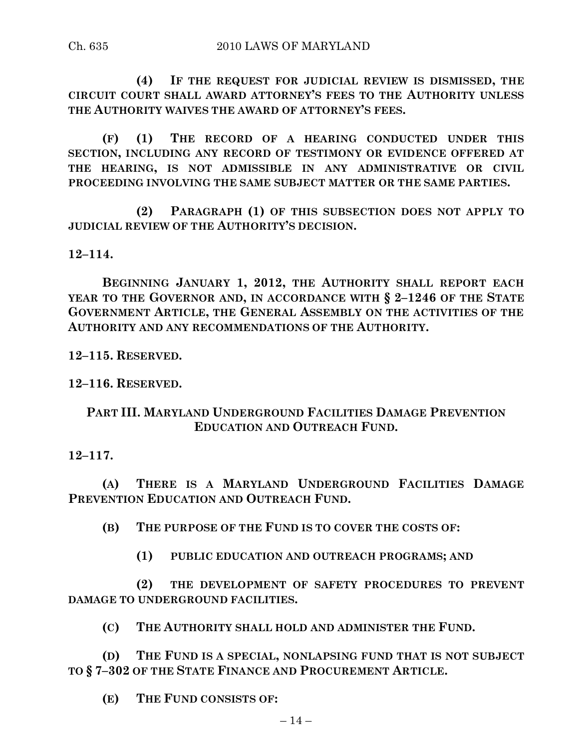**(4) IF THE REQUEST FOR JUDICIAL REVIEW IS DISMISSED, THE CIRCUIT COURT SHALL AWARD ATTORNEY'S FEES TO THE AUTHORITY UNLESS THE AUTHORITY WAIVES THE AWARD OF ATTORNEY'S FEES.**

**(F) (1) THE RECORD OF A HEARING CONDUCTED UNDER THIS SECTION, INCLUDING ANY RECORD OF TESTIMONY OR EVIDENCE OFFERED AT THE HEARING, IS NOT ADMISSIBLE IN ANY ADMINISTRATIVE OR CIVIL PROCEEDING INVOLVING THE SAME SUBJECT MATTER OR THE SAME PARTIES.**

**(2) PARAGRAPH (1) OF THIS SUBSECTION DOES NOT APPLY TO JUDICIAL REVIEW OF THE AUTHORITY'S DECISION.**

**12–114.**

**BEGINNING JANUARY 1, 2012, THE AUTHORITY SHALL REPORT EACH YEAR TO THE GOVERNOR AND, IN ACCORDANCE WITH § 2–1246 OF THE STATE GOVERNMENT ARTICLE, THE GENERAL ASSEMBLY ON THE ACTIVITIES OF THE AUTHORITY AND ANY RECOMMENDATIONS OF THE AUTHORITY.**

**12–115. RESERVED.**

**12–116. RESERVED.**

**PART III. MARYLAND UNDERGROUND FACILITIES DAMAGE PREVENTION EDUCATION AND OUTREACH FUND.**

**12–117.**

**(A) THERE IS A MARYLAND UNDERGROUND FACILITIES DAMAGE PREVENTION EDUCATION AND OUTREACH FUND.**

**(B) THE PURPOSE OF THE FUND IS TO COVER THE COSTS OF:**

**(1) PUBLIC EDUCATION AND OUTREACH PROGRAMS; AND**

**(2) THE DEVELOPMENT OF SAFETY PROCEDURES TO PREVENT DAMAGE TO UNDERGROUND FACILITIES.**

**(C) THE AUTHORITY SHALL HOLD AND ADMINISTER THE FUND.**

**(D) THE FUND IS A SPECIAL, NONLAPSING FUND THAT IS NOT SUBJECT TO § 7–302 OF THE STATE FINANCE AND PROCUREMENT ARTICLE.**

**(E) THE FUND CONSISTS OF:**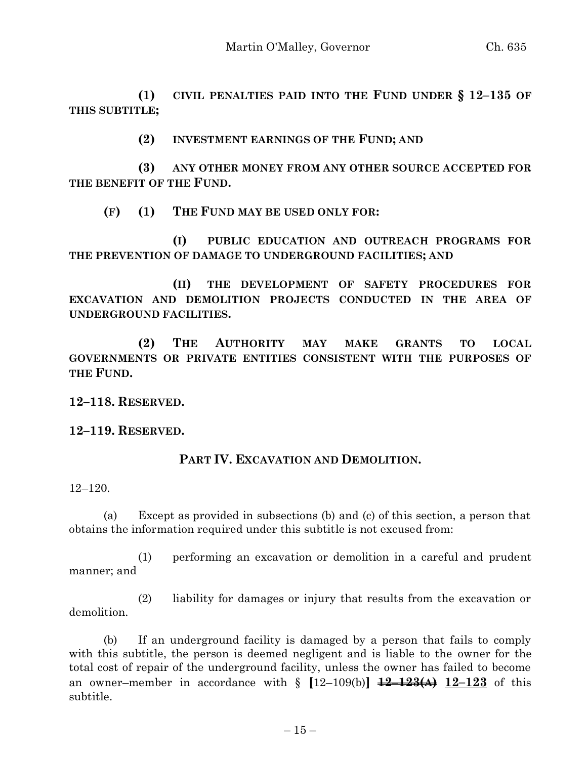**(1) CIVIL PENALTIES PAID INTO THE FUND UNDER § 12–135 OF THIS SUBTITLE;**

**(2) INVESTMENT EARNINGS OF THE FUND; AND**

**(3) ANY OTHER MONEY FROM ANY OTHER SOURCE ACCEPTED FOR THE BENEFIT OF THE FUND.**

**(F) (1) THE FUND MAY BE USED ONLY FOR:**

**(I) PUBLIC EDUCATION AND OUTREACH PROGRAMS FOR THE PREVENTION OF DAMAGE TO UNDERGROUND FACILITIES; AND**

**(II) THE DEVELOPMENT OF SAFETY PROCEDURES FOR EXCAVATION AND DEMOLITION PROJECTS CONDUCTED IN THE AREA OF UNDERGROUND FACILITIES.**

**(2) THE AUTHORITY MAY MAKE GRANTS TO LOCAL GOVERNMENTS OR PRIVATE ENTITIES CONSISTENT WITH THE PURPOSES OF THE FUND.**

**12–118. RESERVED.**

**12–119. RESERVED.**

**PART IV. EXCAVATION AND DEMOLITION.**

12–120.

(a) Except as provided in subsections (b) and (c) of this section, a person that obtains the information required under this subtitle is not excused from:

(1) performing an excavation or demolition in a careful and prudent manner; and

(2) liability for damages or injury that results from the excavation or demolition.

(b) If an underground facility is damaged by a person that fails to comply with this subtitle, the person is deemed negligent and is liable to the owner for the total cost of repair of the underground facility, unless the owner has failed to become an owner–member in accordance with § **[**12–109(b)**]** ~~**12–123(A)**~~ **12–123** of this subtitle.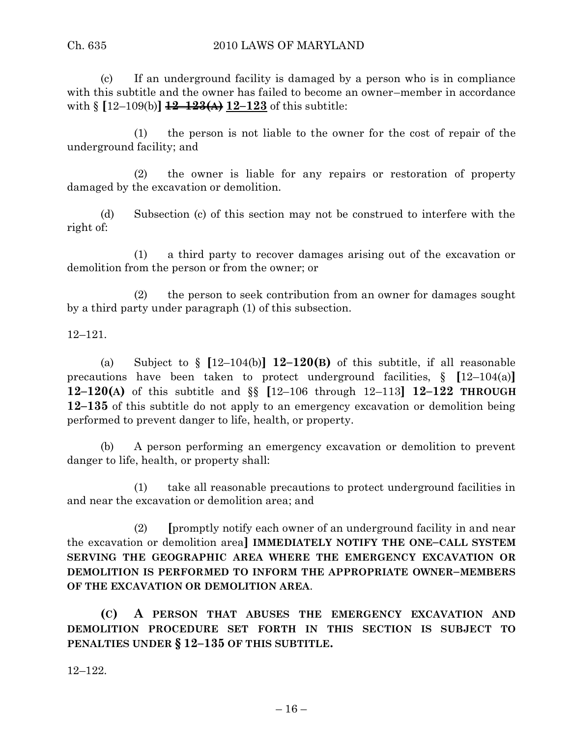(c) If an underground facility is damaged by a person who is in compliance with this subtitle and the owner has failed to become an owner–member in accordance with § [12–109(b)] ~~**12–123(A)**~~ **<u>12–123</u>** of this subtitle:

(1) the person is not liable to the owner for the cost of repair of the underground facility; and

(2) the owner is liable for any repairs or restoration of property damaged by the excavation or demolition.

(d) Subsection (c) of this section may not be construed to interfere with the right of:

(1) a third party to recover damages arising out of the excavation or demolition from the person or from the owner; or

(2) the person to seek contribution from an owner for damages sought by a third party under paragraph (1) of this subsection.

12–121.

(a) Subject to § [12–104(b)] **12–120(B)** of this subtitle, if all reasonable precautions have been taken to protect underground facilities, § [12–104(a)] **12–120(A)** of this subtitle and §§ [12–106 through 12–113] **12–122 THROUGH 12–135** of this subtitle do not apply to an emergency excavation or demolition being performed to prevent danger to life, health, or property.

(b) A person performing an emergency excavation or demolition to prevent danger to life, health, or property shall:

(1) take all reasonable precautions to protect underground facilities in and near the excavation or demolition area; and

(2) [promptly notify each owner of an underground facility in and near the excavation or demolition area] **IMMEDIATELY NOTIFY THE ONE–CALL SYSTEM SERVING THE GEOGRAPHIC AREA WHERE THE EMERGENCY EXCAVATION OR DEMOLITION IS PERFORMED TO INFORM THE APPROPRIATE OWNER–MEMBERS OF THE EXCAVATION OR DEMOLITION AREA**.

**(C) A PERSON THAT ABUSES THE EMERGENCY EXCAVATION AND DEMOLITION PROCEDURE SET FORTH IN THIS SECTION IS SUBJECT TO PENALTIES UNDER § 12–135 OF THIS SUBTITLE.**

12–122.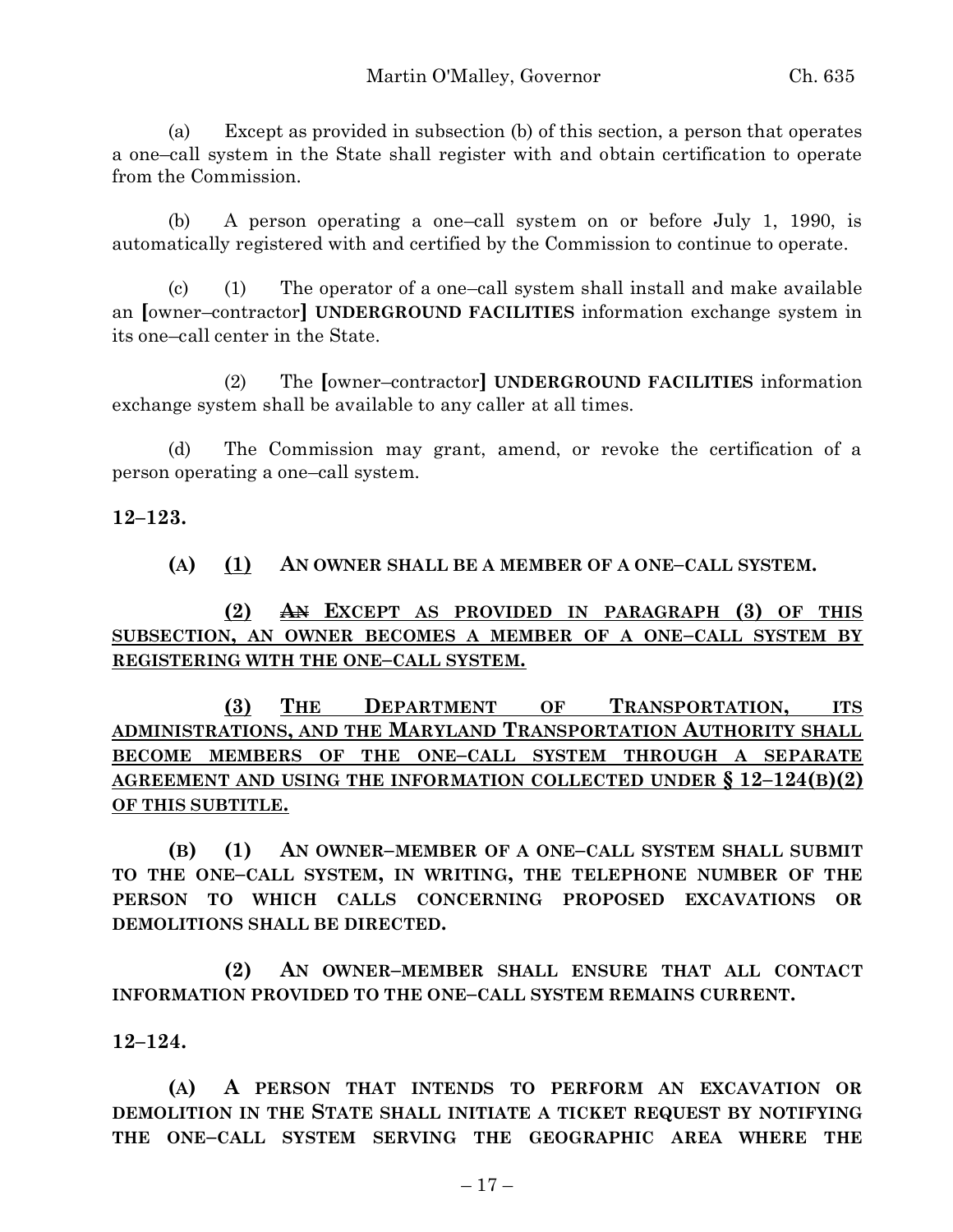(a) Except as provided in subsection (b) of this section, a person that operates a one–call system in the State shall register with and obtain certification to operate from the Commission.

(b) A person operating a one–call system on or before July 1, 1990, is automatically registered with and certified by the Commission to continue to operate.

(c) (1) The operator of a one–call system shall install and make available an [owner–contractor] **UNDERGROUND FACILITIES** information exchange system in its one–call center in the State.

(2) The [owner–contractor] **UNDERGROUND FACILITIES** information exchange system shall be available to any caller at all times.

(d) The Commission may grant, amend, or revoke the certification of a person operating a one–call system.

**12–123.**

**(A) (1) AN OWNER SHALL BE A MEMBER OF A ONE–CALL SYSTEM.**

**(2) ~~AN~~ EXCEPT AS PROVIDED IN PARAGRAPH (3) OF THIS SUBSECTION, AN OWNER BECOMES A MEMBER OF A ONE–CALL SYSTEM BY REGISTERING WITH THE ONE–CALL SYSTEM.**

**(3) THE DEPARTMENT OF TRANSPORTATION, ITS ADMINISTRATIONS, AND THE MARYLAND TRANSPORTATION AUTHORITY SHALL BECOME MEMBERS OF THE ONE–CALL SYSTEM THROUGH A SEPARATE AGREEMENT AND USING THE INFORMATION COLLECTED UNDER § 12–124(B)(2) OF THIS SUBTITLE.**

**(B) (1) AN OWNER–MEMBER OF A ONE–CALL SYSTEM SHALL SUBMIT TO THE ONE–CALL SYSTEM, IN WRITING, THE TELEPHONE NUMBER OF THE PERSON TO WHICH CALLS CONCERNING PROPOSED EXCAVATIONS OR DEMOLITIONS SHALL BE DIRECTED.**

**(2) AN OWNER–MEMBER SHALL ENSURE THAT ALL CONTACT INFORMATION PROVIDED TO THE ONE–CALL SYSTEM REMAINS CURRENT.**

**12–124.**

**(A) A PERSON THAT INTENDS TO PERFORM AN EXCAVATION OR DEMOLITION IN THE STATE SHALL INITIATE A TICKET REQUEST BY NOTIFYING THE ONE–CALL SYSTEM SERVING THE GEOGRAPHIC AREA WHERE THE**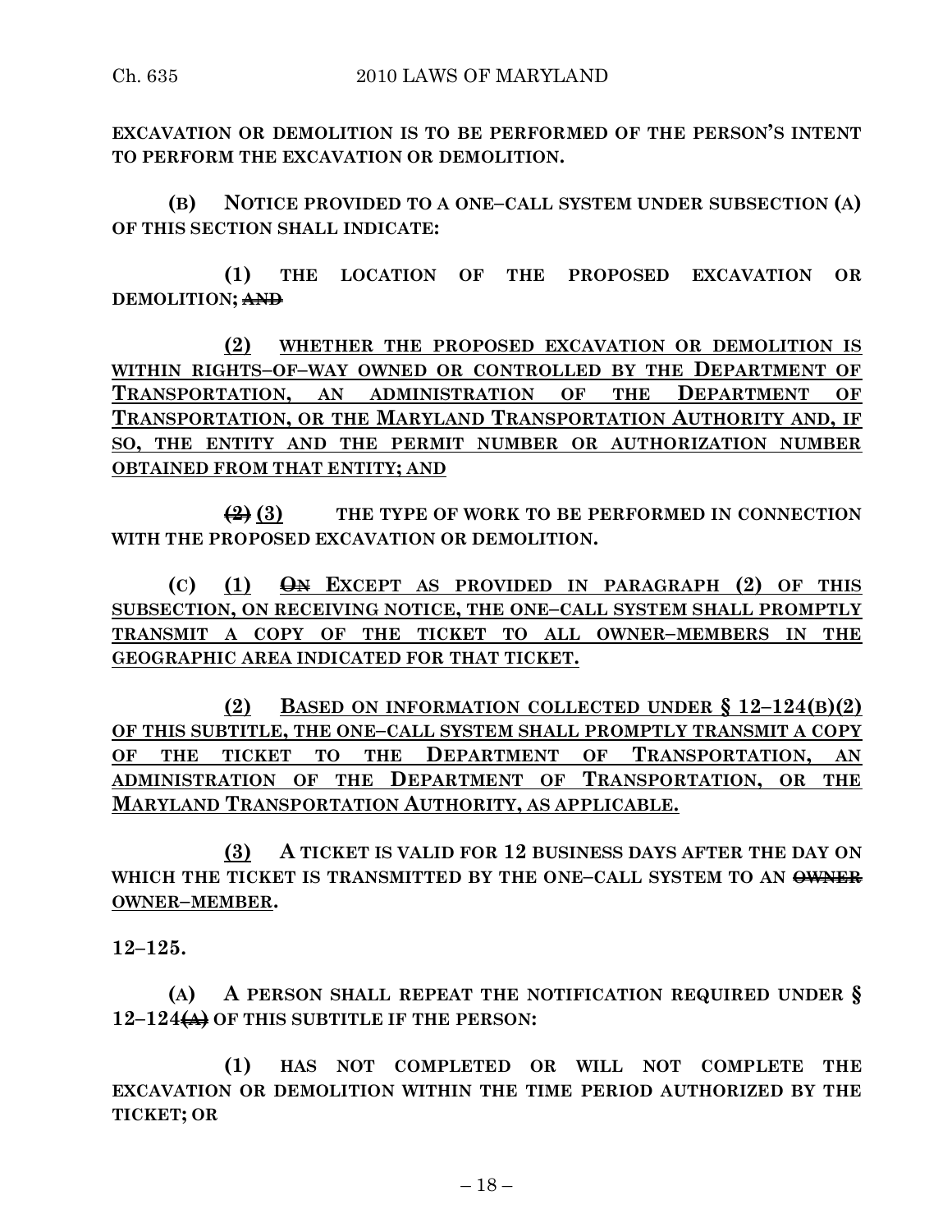**EXCAVATION OR DEMOLITION IS TO BE PERFORMED OF THE PERSON'S INTENT TO PERFORM THE EXCAVATION OR DEMOLITION.**

**(B) NOTICE PROVIDED TO A ONE–CALL SYSTEM UNDER SUBSECTION (A) OF THIS SECTION SHALL INDICATE:**

**(1) THE LOCATION OF THE PROPOSED EXCAVATION OR DEMOLITION; ~~AND~~**

**<u>(2) WHETHER THE PROPOSED EXCAVATION OR DEMOLITION IS WITHIN RIGHTS–OF–WAY OWNED OR CONTROLLED BY THE DEPARTMENT OF TRANSPORTATION, AN ADMINISTRATION OF THE DEPARTMENT OF TRANSPORTATION, OR THE MARYLAND TRANSPORTATION AUTHORITY AND, IF SO, THE ENTITY AND THE PERMIT NUMBER OR AUTHORIZATION NUMBER OBTAINED FROM THAT ENTITY; AND</u>**

**~~(2)~~ <u>(3)</u> THE TYPE OF WORK TO BE PERFORMED IN CONNECTION WITH THE PROPOSED EXCAVATION OR DEMOLITION.**

**(C) <u>(1)</u> ~~ON~~ <u>EXCEPT AS PROVIDED IN PARAGRAPH (2) OF THIS SUBSECTION, ON RECEIVING NOTICE, THE ONE–CALL SYSTEM SHALL PROMPTLY TRANSMIT A COPY OF THE TICKET TO ALL OWNER–MEMBERS IN THE GEOGRAPHIC AREA INDICATED FOR THAT TICKET.</u>**

**<u>(2) BASED ON INFORMATION COLLECTED UNDER § 12–124(B)(2) OF THIS SUBTITLE, THE ONE–CALL SYSTEM SHALL PROMPTLY TRANSMIT A COPY OF THE TICKET TO THE DEPARTMENT OF TRANSPORTATION, AN ADMINISTRATION OF THE DEPARTMENT OF TRANSPORTATION, OR THE MARYLAND TRANSPORTATION AUTHORITY, AS APPLICABLE.</u>**

**<u>(3)</u> A TICKET IS VALID FOR 12 BUSINESS DAYS AFTER THE DAY ON WHICH THE TICKET IS TRANSMITTED BY THE ONE–CALL SYSTEM TO AN ~~OWNER~~ <u>OWNER–MEMBER</u>.**

**12–125.**

**(A) A PERSON SHALL REPEAT THE NOTIFICATION REQUIRED UNDER § 12–124~~(A)~~ OF THIS SUBTITLE IF THE PERSON:**

**(1) HAS NOT COMPLETED OR WILL NOT COMPLETE THE EXCAVATION OR DEMOLITION WITHIN THE TIME PERIOD AUTHORIZED BY THE TICKET; OR**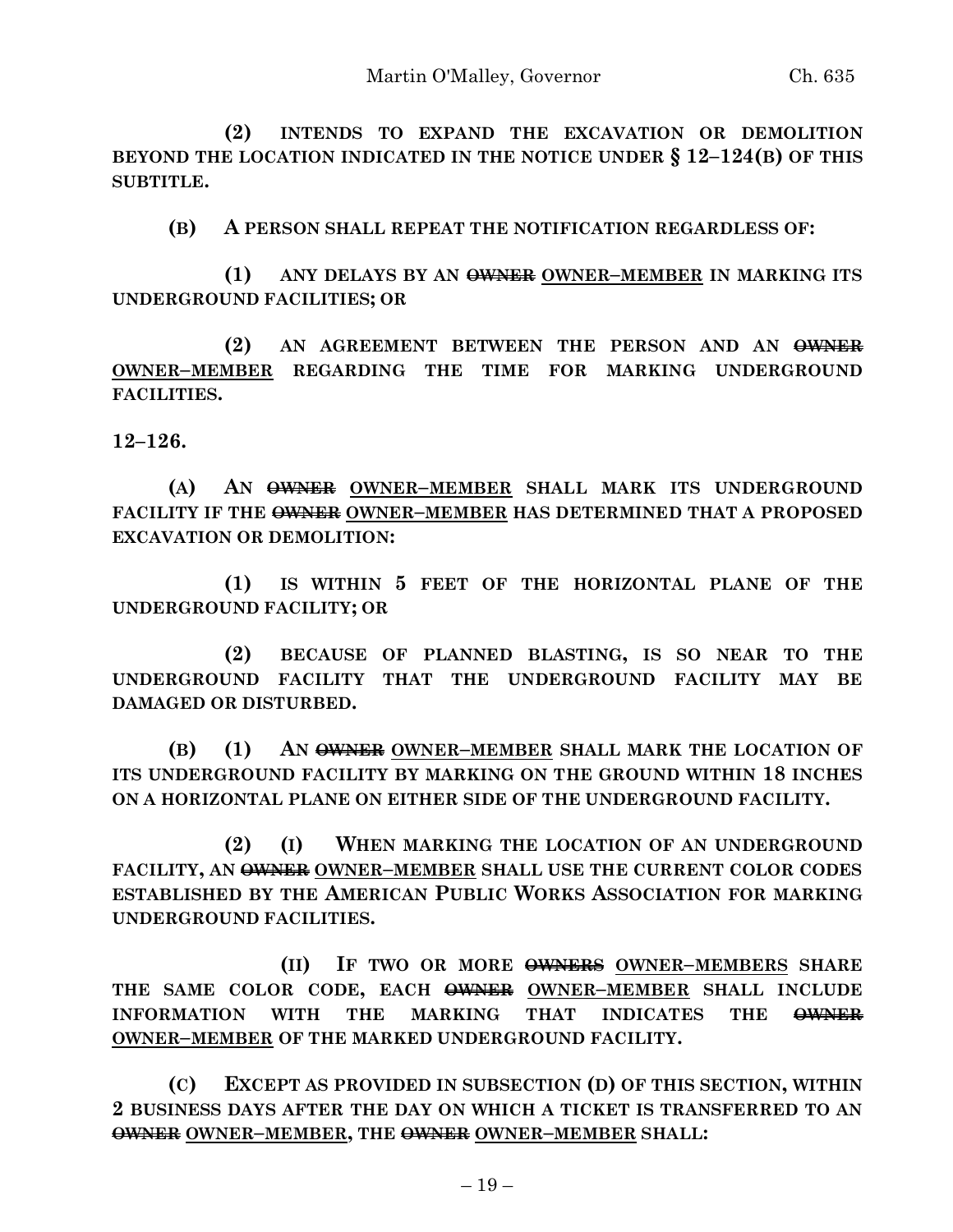**(2) INTENDS TO EXPAND THE EXCAVATION OR DEMOLITION BEYOND THE LOCATION INDICATED IN THE NOTICE UNDER § 12–124(B) OF THIS SUBTITLE.**

**(B) A PERSON SHALL REPEAT THE NOTIFICATION REGARDLESS OF:**

**(1) ANY DELAYS BY AN ~~OWNER~~ <u>OWNER–MEMBER</u> IN MARKING ITS UNDERGROUND FACILITIES; OR**

**(2) AN AGREEMENT BETWEEN THE PERSON AND AN ~~OWNER~~ <u>OWNER–MEMBER</u> REGARDING THE TIME FOR MARKING UNDERGROUND FACILITIES.**

**12–126.**

**(A) AN ~~OWNER~~ <u>OWNER–MEMBER</u> SHALL MARK ITS UNDERGROUND FACILITY IF THE ~~OWNER~~ <u>OWNER–MEMBER</u> HAS DETERMINED THAT A PROPOSED EXCAVATION OR DEMOLITION:**

**(1) IS WITHIN 5 FEET OF THE HORIZONTAL PLANE OF THE UNDERGROUND FACILITY; OR**

**(2) BECAUSE OF PLANNED BLASTING, IS SO NEAR TO THE UNDERGROUND FACILITY THAT THE UNDERGROUND FACILITY MAY BE DAMAGED OR DISTURBED.**

**(B) (1) AN ~~OWNER~~ <u>OWNER–MEMBER</u> SHALL MARK THE LOCATION OF ITS UNDERGROUND FACILITY BY MARKING ON THE GROUND WITHIN 18 INCHES ON A HORIZONTAL PLANE ON EITHER SIDE OF THE UNDERGROUND FACILITY.**

**(2) (I) WHEN MARKING THE LOCATION OF AN UNDERGROUND FACILITY, AN ~~OWNER~~ <u>OWNER–MEMBER</u> SHALL USE THE CURRENT COLOR CODES ESTABLISHED BY THE AMERICAN PUBLIC WORKS ASSOCIATION FOR MARKING UNDERGROUND FACILITIES.**

**(II) IF TWO OR MORE ~~OWNERS~~ <u>OWNER–MEMBERS</u> SHARE THE SAME COLOR CODE, EACH ~~OWNER~~ <u>OWNER–MEMBER</u> SHALL INCLUDE INFORMATION WITH THE MARKING THAT INDICATES THE ~~OWNER~~ <u>OWNER–MEMBER</u> OF THE MARKED UNDERGROUND FACILITY.**

**(C) EXCEPT AS PROVIDED IN SUBSECTION (D) OF THIS SECTION, WITHIN 2 BUSINESS DAYS AFTER THE DAY ON WHICH A TICKET IS TRANSFERRED TO AN ~~OWNER~~ <u>OWNER–MEMBER</u>, THE ~~OWNER~~ <u>OWNER–MEMBER</u> SHALL:**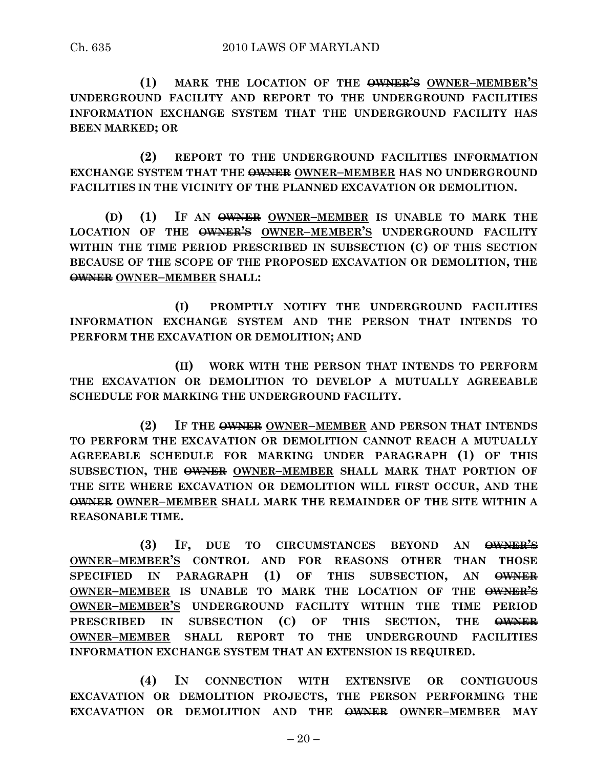**(1) MARK THE LOCATION OF THE ~~OWNER'S~~ OWNER–MEMBER'S UNDERGROUND FACILITY AND REPORT TO THE UNDERGROUND FACILITIES INFORMATION EXCHANGE SYSTEM THAT THE UNDERGROUND FACILITY HAS BEEN MARKED; OR**

**(2) REPORT TO THE UNDERGROUND FACILITIES INFORMATION EXCHANGE SYSTEM THAT THE ~~OWNER~~ OWNER–MEMBER HAS NO UNDERGROUND FACILITIES IN THE VICINITY OF THE PLANNED EXCAVATION OR DEMOLITION.**

**(D) (1) IF AN ~~OWNER~~ OWNER–MEMBER IS UNABLE TO MARK THE LOCATION OF THE ~~OWNER'S~~ OWNER–MEMBER'S UNDERGROUND FACILITY WITHIN THE TIME PERIOD PRESCRIBED IN SUBSECTION (C) OF THIS SECTION BECAUSE OF THE SCOPE OF THE PROPOSED EXCAVATION OR DEMOLITION, THE ~~OWNER~~ OWNER–MEMBER SHALL:**

**(I) PROMPTLY NOTIFY THE UNDERGROUND FACILITIES INFORMATION EXCHANGE SYSTEM AND THE PERSON THAT INTENDS TO PERFORM THE EXCAVATION OR DEMOLITION; AND**

**(II) WORK WITH THE PERSON THAT INTENDS TO PERFORM THE EXCAVATION OR DEMOLITION TO DEVELOP A MUTUALLY AGREEABLE SCHEDULE FOR MARKING THE UNDERGROUND FACILITY.**

**(2) IF THE ~~OWNER~~ OWNER–MEMBER AND PERSON THAT INTENDS TO PERFORM THE EXCAVATION OR DEMOLITION CANNOT REACH A MUTUALLY AGREEABLE SCHEDULE FOR MARKING UNDER PARAGRAPH (1) OF THIS SUBSECTION, THE ~~OWNER~~ OWNER–MEMBER SHALL MARK THAT PORTION OF THE SITE WHERE EXCAVATION OR DEMOLITION WILL FIRST OCCUR, AND THE ~~OWNER~~ OWNER–MEMBER SHALL MARK THE REMAINDER OF THE SITE WITHIN A REASONABLE TIME.**

**(3) IF, DUE TO CIRCUMSTANCES BEYOND AN ~~OWNER'S~~ OWNER–MEMBER'S CONTROL AND FOR REASONS OTHER THAN THOSE SPECIFIED IN PARAGRAPH (1) OF THIS SUBSECTION, AN ~~OWNER~~ OWNER–MEMBER IS UNABLE TO MARK THE LOCATION OF THE ~~OWNER'S~~ OWNER–MEMBER'S UNDERGROUND FACILITY WITHIN THE TIME PERIOD PRESCRIBED IN SUBSECTION (C) OF THIS SECTION, THE ~~OWNER~~ OWNER–MEMBER SHALL REPORT TO THE UNDERGROUND FACILITIES INFORMATION EXCHANGE SYSTEM THAT AN EXTENSION IS REQUIRED.**

**(4) IN CONNECTION WITH EXTENSIVE OR CONTIGUOUS EXCAVATION OR DEMOLITION PROJECTS, THE PERSON PERFORMING THE EXCAVATION OR DEMOLITION AND THE ~~OWNER~~ OWNER–MEMBER MAY**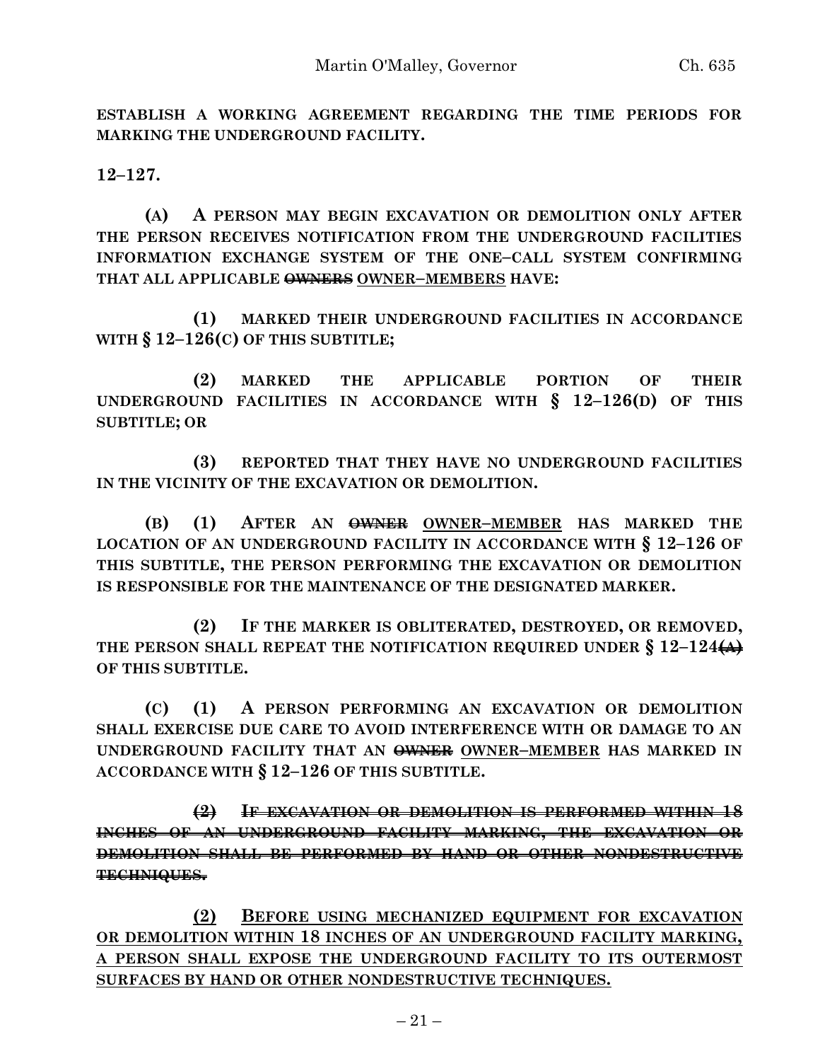**ESTABLISH A WORKING AGREEMENT REGARDING THE TIME PERIODS FOR MARKING THE UNDERGROUND FACILITY.**

**12–127.**

**(A) A PERSON MAY BEGIN EXCAVATION OR DEMOLITION ONLY AFTER THE PERSON RECEIVES NOTIFICATION FROM THE UNDERGROUND FACILITIES INFORMATION EXCHANGE SYSTEM OF THE ONE–CALL SYSTEM CONFIRMING THAT ALL APPLICABLE ~~OWNERS~~ OWNER–MEMBERS HAVE:**

**(1) MARKED THEIR UNDERGROUND FACILITIES IN ACCORDANCE WITH § 12–126(C) OF THIS SUBTITLE;**

**(2) MARKED THE APPLICABLE PORTION OF THEIR UNDERGROUND FACILITIES IN ACCORDANCE WITH § 12–126(D) OF THIS SUBTITLE; OR**

**(3) REPORTED THAT THEY HAVE NO UNDERGROUND FACILITIES IN THE VICINITY OF THE EXCAVATION OR DEMOLITION.**

**(B) (1) AFTER AN ~~OWNER~~ OWNER–MEMBER HAS MARKED THE LOCATION OF AN UNDERGROUND FACILITY IN ACCORDANCE WITH § 12–126 OF THIS SUBTITLE, THE PERSON PERFORMING THE EXCAVATION OR DEMOLITION IS RESPONSIBLE FOR THE MAINTENANCE OF THE DESIGNATED MARKER.**

**(2) IF THE MARKER IS OBLITERATED, DESTROYED, OR REMOVED, THE PERSON SHALL REPEAT THE NOTIFICATION REQUIRED UNDER § 12–124~~(A)~~ OF THIS SUBTITLE.**

**(C) (1) A PERSON PERFORMING AN EXCAVATION OR DEMOLITION SHALL EXERCISE DUE CARE TO AVOID INTERFERENCE WITH OR DAMAGE TO AN UNDERGROUND FACILITY THAT AN ~~OWNER~~ OWNER–MEMBER HAS MARKED IN ACCORDANCE WITH § 12–126 OF THIS SUBTITLE.**

**~~(2) IF EXCAVATION OR DEMOLITION IS PERFORMED WITHIN 18 INCHES OF AN UNDERGROUND FACILITY MARKING, THE EXCAVATION OR DEMOLITION SHALL BE PERFORMED BY HAND OR OTHER NONDESTRUCTIVE TECHNIQUES.~~**

**(2) BEFORE USING MECHANIZED EQUIPMENT FOR EXCAVATION OR DEMOLITION WITHIN 18 INCHES OF AN UNDERGROUND FACILITY MARKING, A PERSON SHALL EXPOSE THE UNDERGROUND FACILITY TO ITS OUTERMOST SURFACES BY HAND OR OTHER NONDESTRUCTIVE TECHNIQUES.**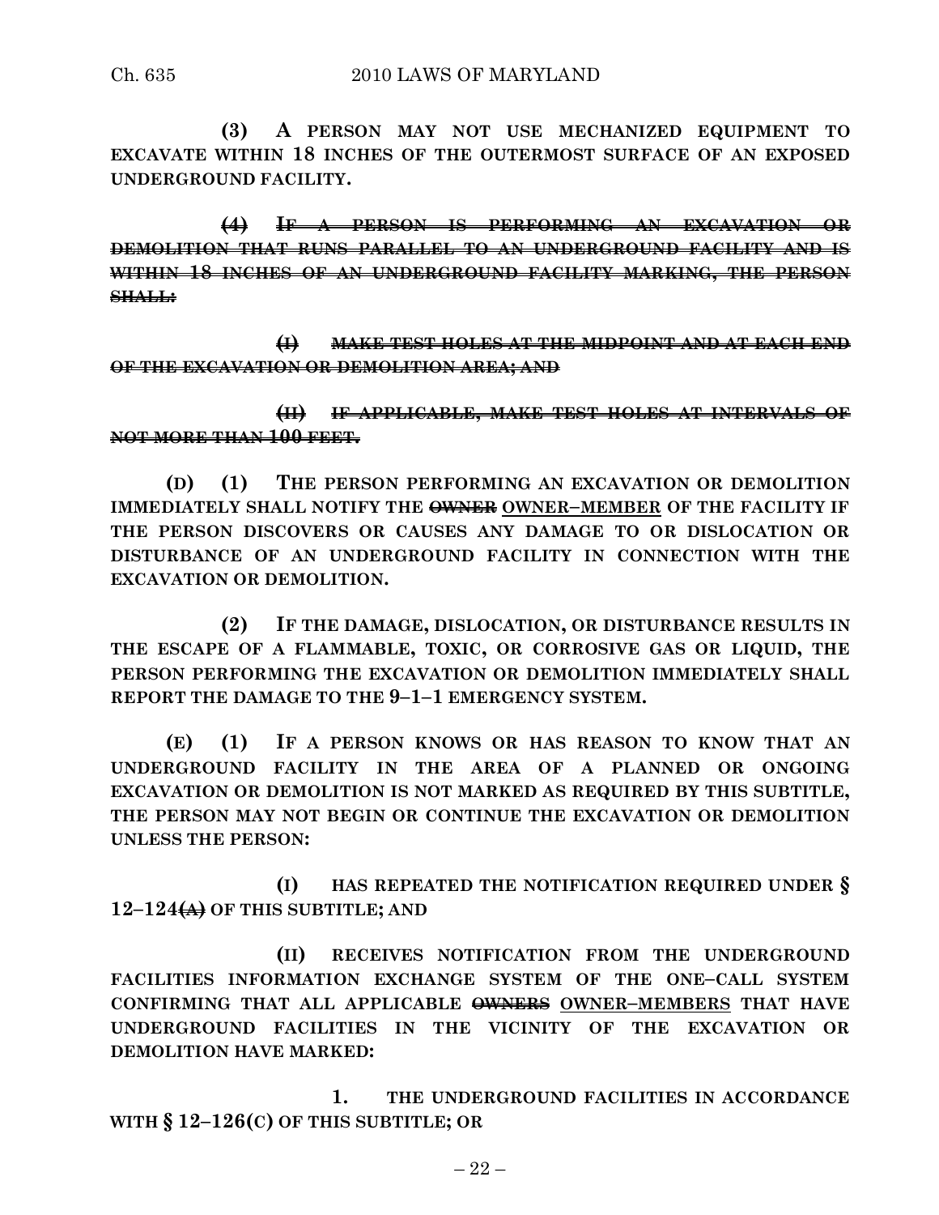**(3) A PERSON MAY NOT USE MECHANIZED EQUIPMENT TO EXCAVATE WITHIN 18 INCHES OF THE OUTERMOST SURFACE OF AN EXPOSED UNDERGROUND FACILITY.**

~~**(4) IF A PERSON IS PERFORMING AN EXCAVATION OR DEMOLITION THAT RUNS PARALLEL TO AN UNDERGROUND FACILITY AND IS WITHIN 18 INCHES OF AN UNDERGROUND FACILITY MARKING, THE PERSON SHALL:**~~

~~**(I) MAKE TEST HOLES AT THE MIDPOINT AND AT EACH END OF THE EXCAVATION OR DEMOLITION AREA; AND**~~

~~**(II) IF APPLICABLE, MAKE TEST HOLES AT INTERVALS OF NOT MORE THAN 100 FEET.**~~

**(D) (1) THE PERSON PERFORMING AN EXCAVATION OR DEMOLITION IMMEDIATELY SHALL NOTIFY THE ~~OWNER~~ <u>OWNER–MEMBER</u> OF THE FACILITY IF THE PERSON DISCOVERS OR CAUSES ANY DAMAGE TO OR DISLOCATION OR DISTURBANCE OF AN UNDERGROUND FACILITY IN CONNECTION WITH THE EXCAVATION OR DEMOLITION.**

**(2) IF THE DAMAGE, DISLOCATION, OR DISTURBANCE RESULTS IN THE ESCAPE OF A FLAMMABLE, TOXIC, OR CORROSIVE GAS OR LIQUID, THE PERSON PERFORMING THE EXCAVATION OR DEMOLITION IMMEDIATELY SHALL REPORT THE DAMAGE TO THE 9–1–1 EMERGENCY SYSTEM.**

**(E) (1) IF A PERSON KNOWS OR HAS REASON TO KNOW THAT AN UNDERGROUND FACILITY IN THE AREA OF A PLANNED OR ONGOING EXCAVATION OR DEMOLITION IS NOT MARKED AS REQUIRED BY THIS SUBTITLE, THE PERSON MAY NOT BEGIN OR CONTINUE THE EXCAVATION OR DEMOLITION UNLESS THE PERSON:**

**(I) HAS REPEATED THE NOTIFICATION REQUIRED UNDER § 12–124~~(A)~~ OF THIS SUBTITLE; AND**

**(II) RECEIVES NOTIFICATION FROM THE UNDERGROUND FACILITIES INFORMATION EXCHANGE SYSTEM OF THE ONE–CALL SYSTEM CONFIRMING THAT ALL APPLICABLE ~~OWNERS~~ <u>OWNER–MEMBERS</u> THAT HAVE UNDERGROUND FACILITIES IN THE VICINITY OF THE EXCAVATION OR DEMOLITION HAVE MARKED:**

**1. THE UNDERGROUND FACILITIES IN ACCORDANCE WITH § 12–126(C) OF THIS SUBTITLE; OR**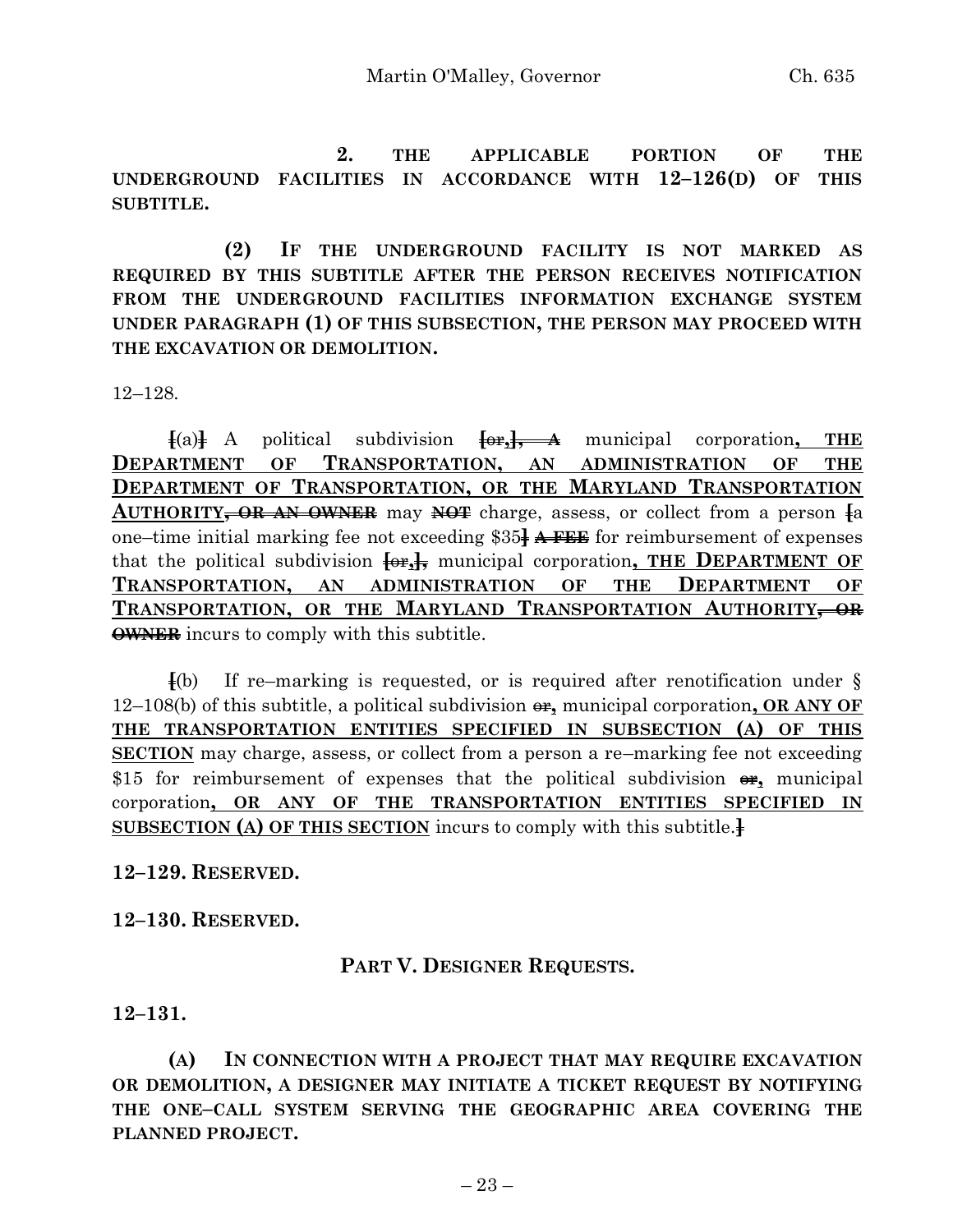**2. THE APPLICABLE PORTION OF THE UNDERGROUND FACILITIES IN ACCORDANCE WITH 12–126(D) OF THIS SUBTITLE.**

**(2) IF THE UNDERGROUND FACILITY IS NOT MARKED AS REQUIRED BY THIS SUBTITLE AFTER THE PERSON RECEIVES NOTIFICATION FROM THE UNDERGROUND FACILITIES INFORMATION EXCHANGE SYSTEM UNDER PARAGRAPH (1) OF THIS SUBSECTION, THE PERSON MAY PROCEED WITH THE EXCAVATION OR DEMOLITION.**

12–128.

[(a)] A political subdivision [or,], ~~A~~ municipal corporation**, THE DEPARTMENT OF TRANSPORTATION, AN ADMINISTRATION OF THE DEPARTMENT OF TRANSPORTATION, OR THE MARYLAND TRANSPORTATION AUTHORITY**~~, OR AN OWNER~~ may ~~NOT~~ charge, assess, or collect from a person [a one–time initial marking fee not exceeding $35] ~~A FEE~~ for reimbursement of expenses that the political subdivision [or,], municipal corporation**, THE DEPARTMENT OF TRANSPORTATION, AN ADMINISTRATION OF THE DEPARTMENT OF TRANSPORTATION, OR THE MARYLAND TRANSPORTATION AUTHORITY**~~, OR OWNER~~ incurs to comply with this subtitle.

[(b) If re–marking is requested, or is required after renotification under § 12–108(b) of this subtitle, a political subdivision ~~or~~**,** municipal corporation**, OR ANY OF THE TRANSPORTATION ENTITIES SPECIFIED IN SUBSECTION (A) OF THIS SECTION** may charge, assess, or collect from a person a re–marking fee not exceeding $15 for reimbursement of expenses that the political subdivision ~~or~~**,** municipal corporation**, OR ANY OF THE TRANSPORTATION ENTITIES SPECIFIED IN SUBSECTION (A) OF THIS SECTION** incurs to comply with this subtitle.]

**12–129. RESERVED.**

**12–130. RESERVED.**

**PART V. DESIGNER REQUESTS.**

**12–131.**

**(A) IN CONNECTION WITH A PROJECT THAT MAY REQUIRE EXCAVATION OR DEMOLITION, A DESIGNER MAY INITIATE A TICKET REQUEST BY NOTIFYING THE ONE–CALL SYSTEM SERVING THE GEOGRAPHIC AREA COVERING THE PLANNED PROJECT.**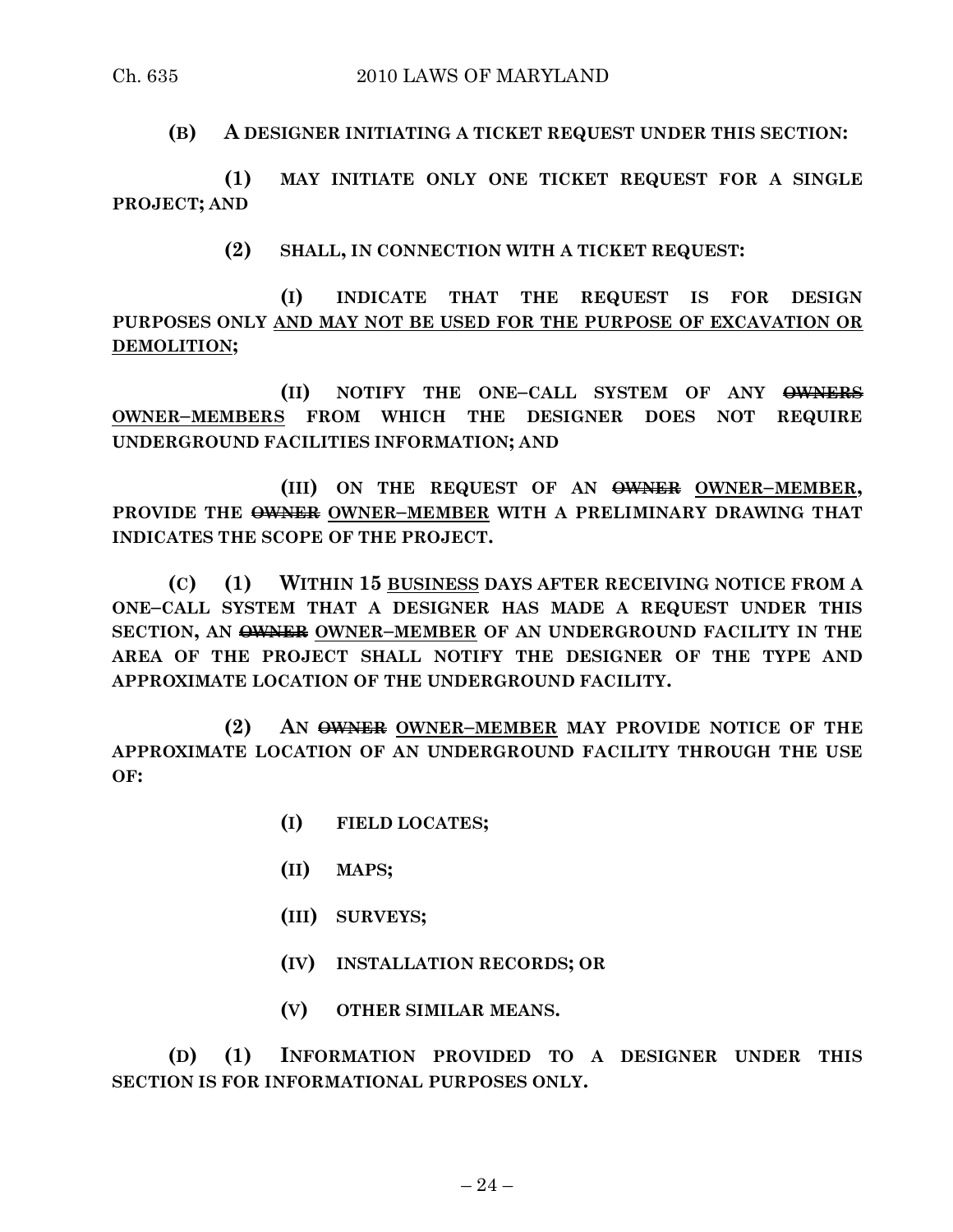**(B) A DESIGNER INITIATING A TICKET REQUEST UNDER THIS SECTION:**

**(1) MAY INITIATE ONLY ONE TICKET REQUEST FOR A SINGLE PROJECT; AND**

**(2) SHALL, IN CONNECTION WITH A TICKET REQUEST:**

**(I) INDICATE THAT THE REQUEST IS FOR DESIGN PURPOSES ONLY <u>AND MAY NOT BE USED FOR THE PURPOSE OF EXCAVATION OR DEMOLITION</u>;**

**(II) NOTIFY THE ONE–CALL SYSTEM OF ANY ~~OWNERS~~ <u>OWNER–MEMBERS</u> FROM WHICH THE DESIGNER DOES NOT REQUIRE UNDERGROUND FACILITIES INFORMATION; AND**

**(III) ON THE REQUEST OF AN ~~OWNER~~ <u>OWNER–MEMBER</u>, PROVIDE THE ~~OWNER~~ <u>OWNER–MEMBER</u> WITH A PRELIMINARY DRAWING THAT INDICATES THE SCOPE OF THE PROJECT.**

**(C) (1) WITHIN 15 <u>BUSINESS</u> DAYS AFTER RECEIVING NOTICE FROM A ONE–CALL SYSTEM THAT A DESIGNER HAS MADE A REQUEST UNDER THIS SECTION, AN ~~OWNER~~ <u>OWNER–MEMBER</u> OF AN UNDERGROUND FACILITY IN THE AREA OF THE PROJECT SHALL NOTIFY THE DESIGNER OF THE TYPE AND APPROXIMATE LOCATION OF THE UNDERGROUND FACILITY.**

**(2) AN ~~OWNER~~ <u>OWNER–MEMBER</u> MAY PROVIDE NOTICE OF THE APPROXIMATE LOCATION OF AN UNDERGROUND FACILITY THROUGH THE USE OF:**

**(I) FIELD LOCATES;**

**(II) MAPS;**

**(III) SURVEYS;**

**(IV) INSTALLATION RECORDS; OR**

**(V) OTHER SIMILAR MEANS.**

**(D) (1) INFORMATION PROVIDED TO A DESIGNER UNDER THIS SECTION IS FOR INFORMATIONAL PURPOSES ONLY.**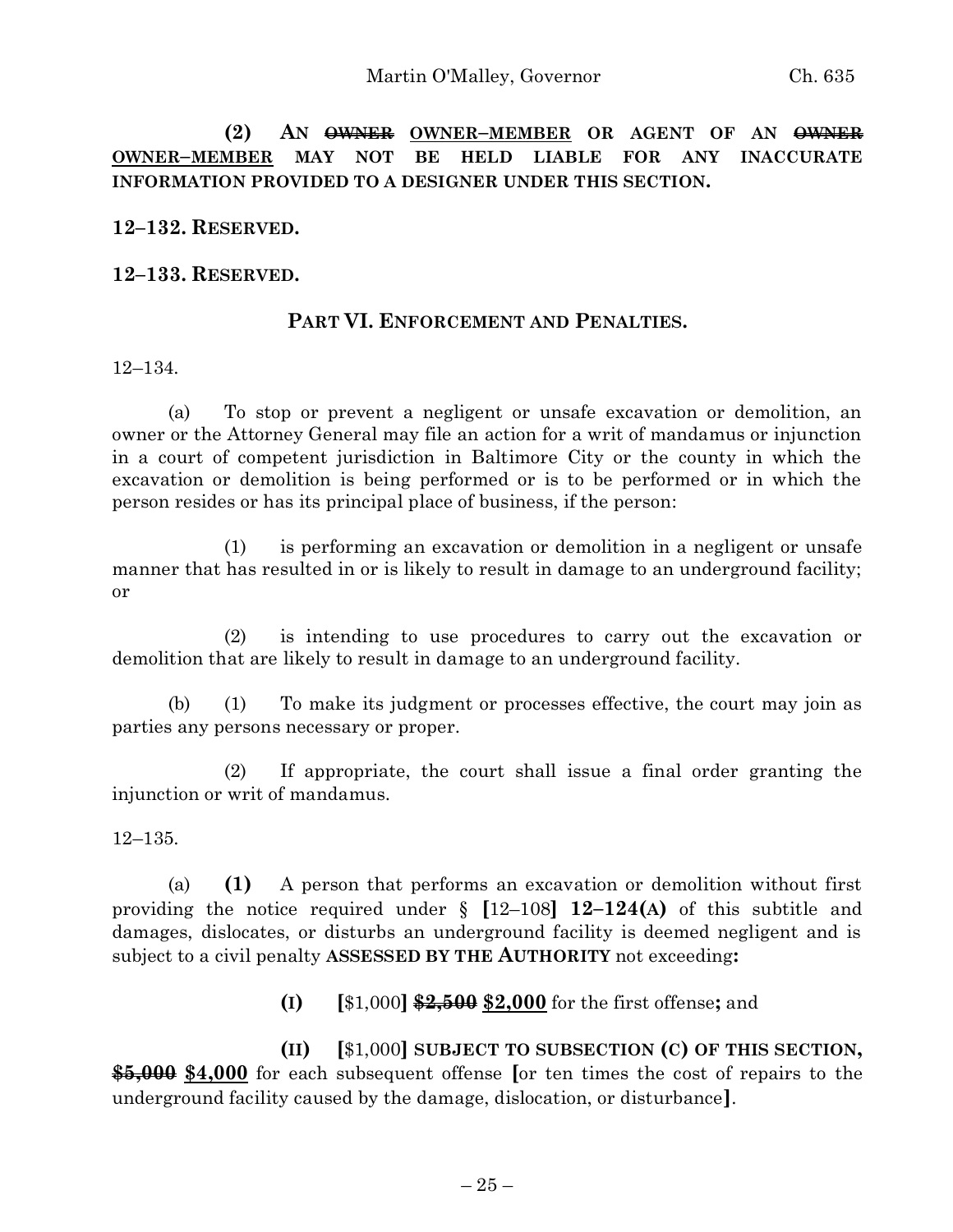**(2) AN ~~OWNER~~ <u>OWNER–MEMBER</u> OR AGENT OF AN ~~OWNER~~ <u>OWNER–MEMBER</u> MAY NOT BE HELD LIABLE FOR ANY INACCURATE INFORMATION PROVIDED TO A DESIGNER UNDER THIS SECTION.**

**12–132. RESERVED.**

**12–133. RESERVED.**

**PART VI. ENFORCEMENT AND PENALTIES.**

12–134.

(a) To stop or prevent a negligent or unsafe excavation or demolition, an owner or the Attorney General may file an action for a writ of mandamus or injunction in a court of competent jurisdiction in Baltimore City or the county in which the excavation or demolition is being performed or is to be performed or in which the person resides or has its principal place of business, if the person:

(1) is performing an excavation or demolition in a negligent or unsafe manner that has resulted in or is likely to result in damage to an underground facility; or

(2) is intending to use procedures to carry out the excavation or demolition that are likely to result in damage to an underground facility.

(b) (1) To make its judgment or processes effective, the court may join as parties any persons necessary or proper.

(2) If appropriate, the court shall issue a final order granting the injunction or writ of mandamus.

12–135.

(a) **(1)** A person that performs an excavation or demolition without first providing the notice required under § **[**12–108**]** **12–124(A)** of this subtitle and damages, dislocates, or disturbs an underground facility is deemed negligent and is subject to a civil penalty **ASSESSED BY THE AUTHORITY** not exceeding**:**

**(I)** **[**$1,000**]** **~~$2,500~~** **<u>$2,000</u>** for the first offense**;** and

**(II)** **[**$1,000**]** **SUBJECT TO SUBSECTION (C) OF THIS SECTION, ~~$5,000~~** **<u>$4,000</u>** for each subsequent offense **[**or ten times the cost of repairs to the underground facility caused by the damage, dislocation, or disturbance**]**.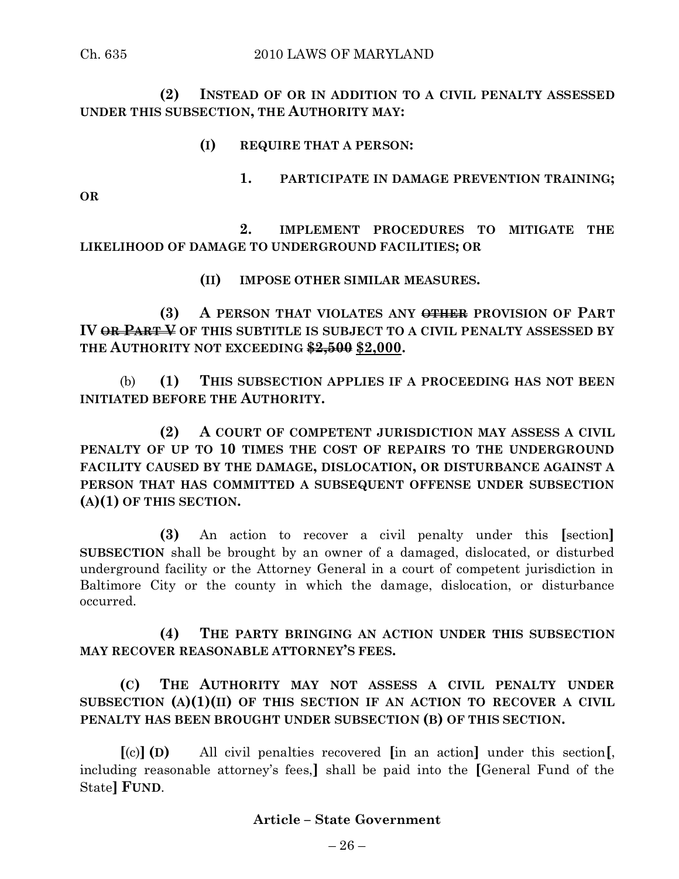**(2) INSTEAD OF OR IN ADDITION TO A CIVIL PENALTY ASSESSED UNDER THIS SUBSECTION, THE AUTHORITY MAY:**

**(I) REQUIRE THAT A PERSON:**

**1. PARTICIPATE IN DAMAGE PREVENTION TRAINING; OR**

**2. IMPLEMENT PROCEDURES TO MITIGATE THE LIKELIHOOD OF DAMAGE TO UNDERGROUND FACILITIES; OR**

**(II) IMPOSE OTHER SIMILAR MEASURES.**

**(3) A PERSON THAT VIOLATES ANY ~~OTHER~~ PROVISION OF PART IV ~~OR PART V~~ OF THIS SUBTITLE IS SUBJECT TO A CIVIL PENALTY ASSESSED BY THE AUTHORITY NOT EXCEEDING ~~$2,500~~ <u>$2,000</u>.**

(b) **(1) THIS SUBSECTION APPLIES IF A PROCEEDING HAS NOT BEEN INITIATED BEFORE THE AUTHORITY.**

**(2) A COURT OF COMPETENT JURISDICTION MAY ASSESS A CIVIL PENALTY OF UP TO 10 TIMES THE COST OF REPAIRS TO THE UNDERGROUND FACILITY CAUSED BY THE DAMAGE, DISLOCATION, OR DISTURBANCE AGAINST A PERSON THAT HAS COMMITTED A SUBSEQUENT OFFENSE UNDER SUBSECTION (A)(1) OF THIS SECTION.**

**(3)** An action to recover a civil penalty under this **[**section**] SUBSECTION** shall be brought by an owner of a damaged, dislocated, or disturbed underground facility or the Attorney General in a court of competent jurisdiction in Baltimore City or the county in which the damage, dislocation, or disturbance occurred.

**(4) THE PARTY BRINGING AN ACTION UNDER THIS SUBSECTION MAY RECOVER REASONABLE ATTORNEY'S FEES.**

**(C) THE AUTHORITY MAY NOT ASSESS A CIVIL PENALTY UNDER SUBSECTION (A)(1)(II) OF THIS SECTION IF AN ACTION TO RECOVER A CIVIL PENALTY HAS BEEN BROUGHT UNDER SUBSECTION (B) OF THIS SECTION.**

**[**(c)**] (D)** All civil penalties recovered **[**in an action**]** under this section**[**, including reasonable attorney's fees,**]** shall be paid into the **[**General Fund of the State**] FUND**.

**Article – State Government**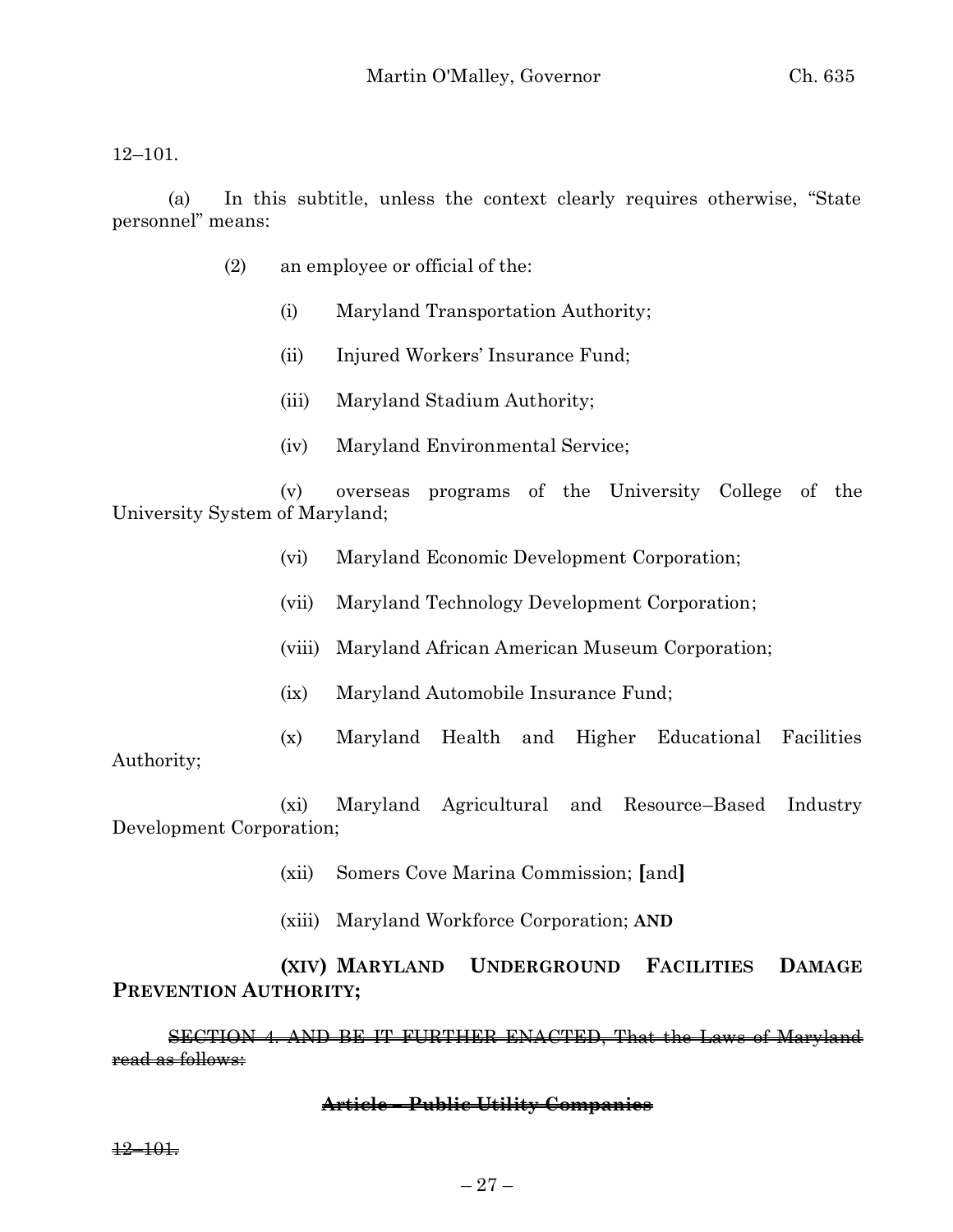12–101.

(a) In this subtitle, unless the context clearly requires otherwise, "State personnel" means:

(2) an employee or official of the:

(i) Maryland Transportation Authority;

(ii) Injured Workers' Insurance Fund;

(iii) Maryland Stadium Authority;

(iv) Maryland Environmental Service;

(v) overseas programs of the University College of the University System of Maryland;

(vi) Maryland Economic Development Corporation;

(vii) Maryland Technology Development Corporation;

(viii) Maryland African American Museum Corporation;

(ix) Maryland Automobile Insurance Fund;

(x) Maryland Health and Higher Educational Facilities Authority;

(xi) Maryland Agricultural and Resource–Based Industry Development Corporation;

(xii) Somers Cove Marina Commission; **[**and**]**

(xiii) Maryland Workforce Corporation; **AND**

**(XIV) MARYLAND UNDERGROUND FACILITIES DAMAGE PREVENTION AUTHORITY;**

~~SECTION 4. AND BE IT FURTHER ENACTED, That the Laws of Maryland read as follows:~~

**~~Article – Public Utility Companies~~**

~~12–101.~~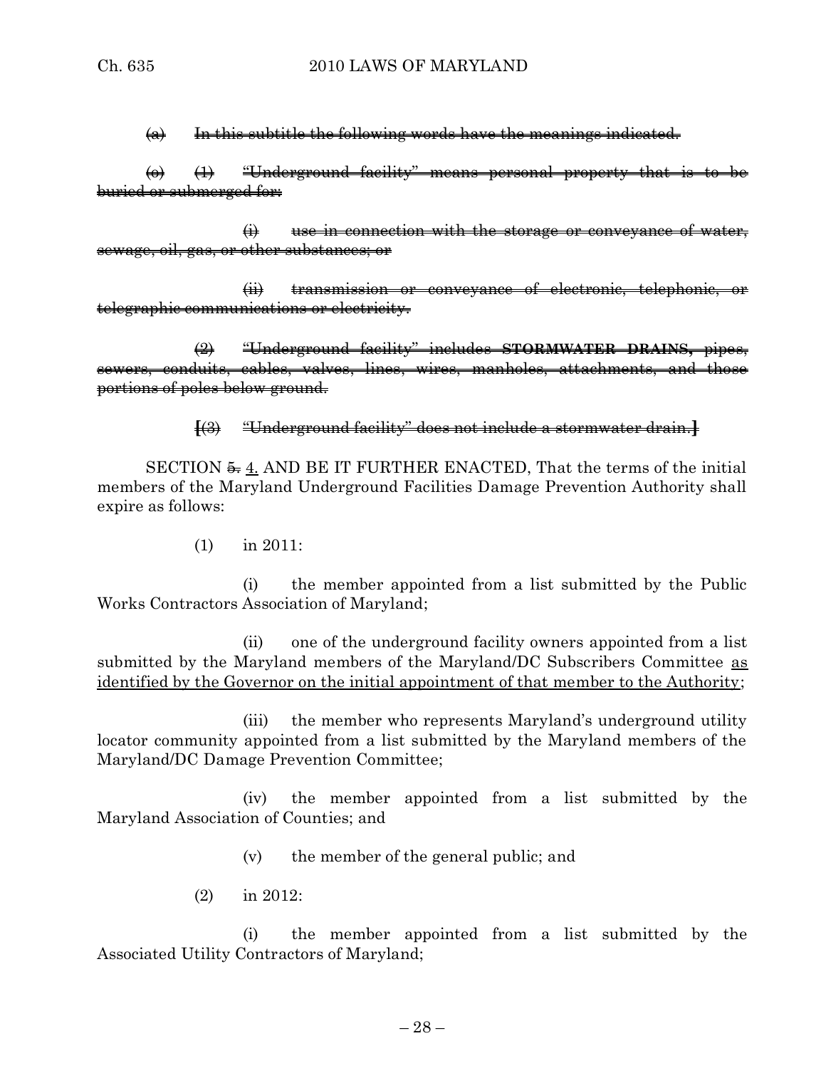~~(a) In this subtitle the following words have the meanings indicated.~~

~~(e) (1) "Underground facility" means personal property that is to be buried or submerged for:~~

~~(i) use in connection with the storage or conveyance of water, sewage, oil, gas, or other substances; or~~

~~(ii) transmission or conveyance of electronic, telephonic, or telegraphic communications or electricity.~~

~~(2) "Underground facility" includes **STORMWATER DRAINS,** pipes, sewers, conduits, cables, valves, lines, wires, manholes, attachments, and those portions of poles below ground.~~

~~**[**(3) "Underground facility" does not include a stormwater drain.**]**~~

SECTION ~~5.~~ <u>4.</u> AND BE IT FURTHER ENACTED, That the terms of the initial members of the Maryland Underground Facilities Damage Prevention Authority shall expire as follows:

(1) in 2011:

(i) the member appointed from a list submitted by the Public Works Contractors Association of Maryland;

(ii) one of the underground facility owners appointed from a list submitted by the Maryland members of the Maryland/DC Subscribers Committee <u>as identified by the Governor on the initial appointment of that member to the Authority</u>;

(iii) the member who represents Maryland's underground utility locator community appointed from a list submitted by the Maryland members of the Maryland/DC Damage Prevention Committee;

(iv) the member appointed from a list submitted by the Maryland Association of Counties; and

(v) the member of the general public; and

(2) in 2012:

(i) the member appointed from a list submitted by the Associated Utility Contractors of Maryland;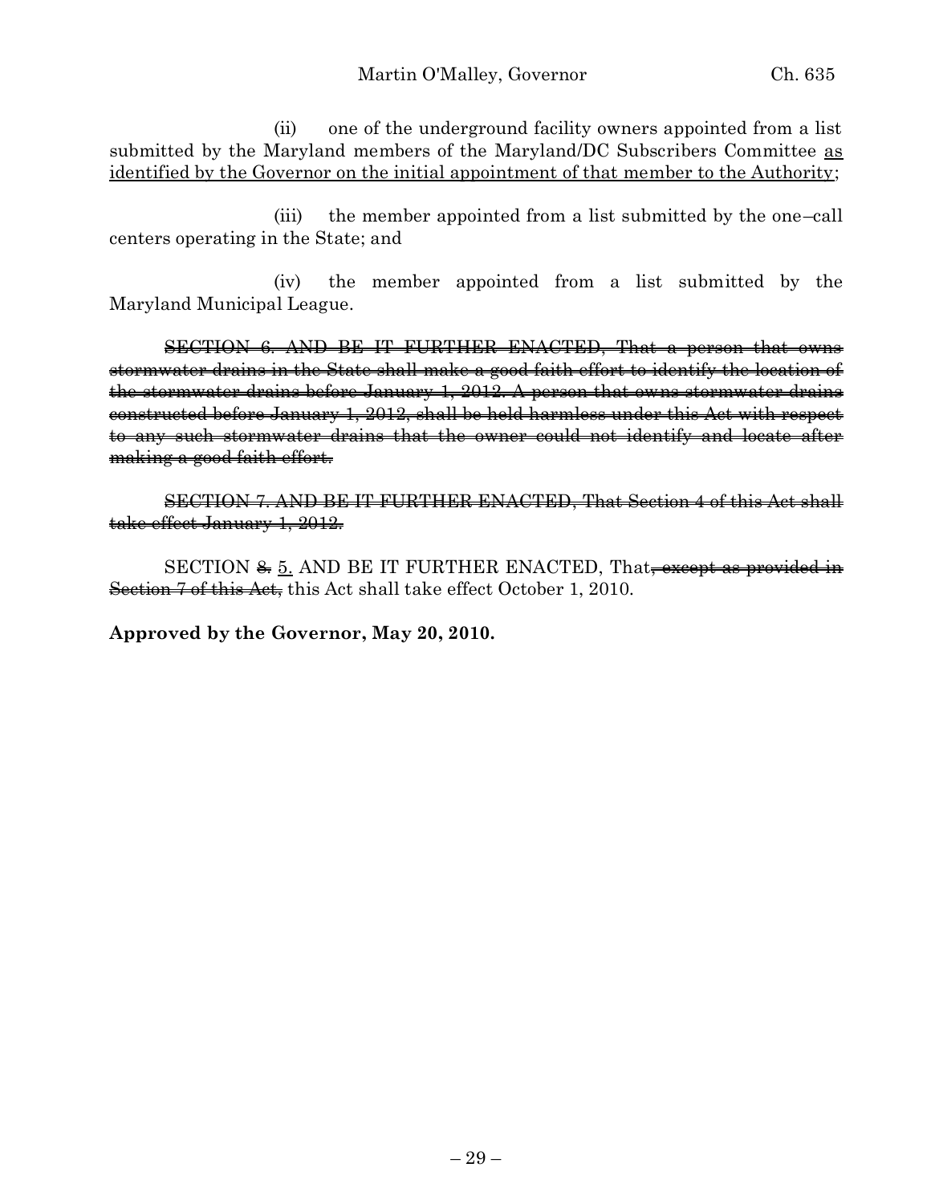(ii) one of the underground facility owners appointed from a list submitted by the Maryland members of the Maryland/DC Subscribers Committee <u>as identified by the Governor on the initial appointment of that member to the Authority</u>;

(iii) the member appointed from a list submitted by the one–call centers operating in the State; and

(iv) the member appointed from a list submitted by the Maryland Municipal League.

~~SECTION 6. AND BE IT FURTHER ENACTED, That a person that owns stormwater drains in the State shall make a good faith effort to identify the location of the stormwater drains before January 1, 2012. A person that owns stormwater drains constructed before January 1, 2012, shall be held harmless under this Act with respect to any such stormwater drains that the owner could not identify and locate after making a good faith effort.~~

~~SECTION 7. AND BE IT FURTHER ENACTED, That Section 4 of this Act shall take effect January 1, 2012.~~

SECTION ~~8.~~ <u>5.</u> AND BE IT FURTHER ENACTED, That~~, except as provided in Section 7 of this Act,~~ this Act shall take effect October 1, 2010.

**Approved by the Governor, May 20, 2010.**